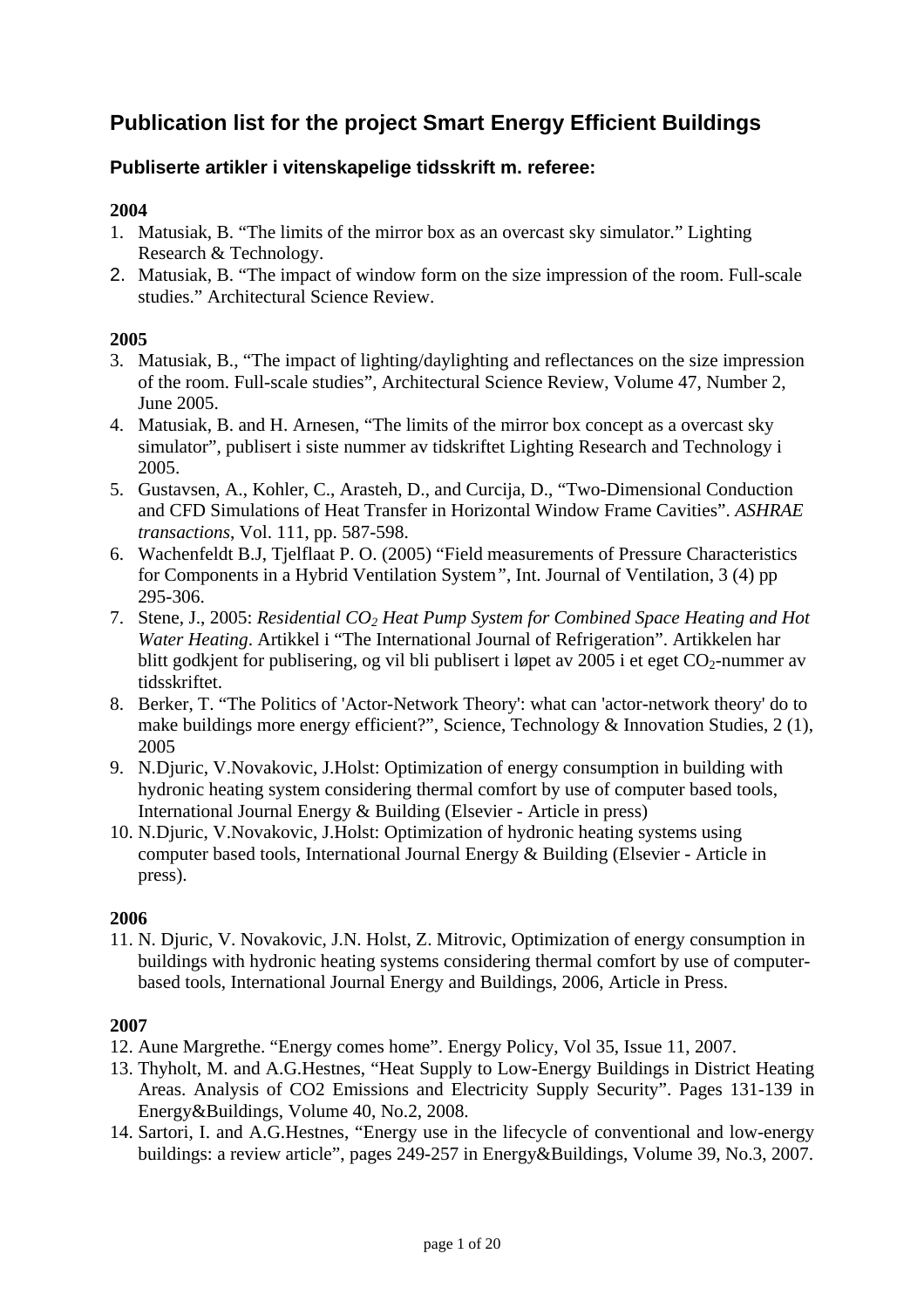# Publication list for the project Smart Energy Efficient Buildings

## Publiserte artikler i vitenskapelige tidsskrift m. referee:

**2004**

1. Matusiak, B. "The limits of the mirror box as an overcast sky simulator." Lighting Research & Technology.
2. Matusiak, B. "The impact of window form on the size impression of the room. Full-scale studies." Architectural Science Review.

**2005**

3. Matusiak, B., "The impact of lighting/daylighting and reflectances on the size impression of the room. Full-scale studies", Architectural Science Review, Volume 47, Number 2, June 2005.
4. Matusiak, B. and H. Arnesen, "The limits of the mirror box concept as a overcast sky simulator", publisert i siste nummer av tidskriftet Lighting Research and Technology i 2005.
5. Gustavsen, A., Kohler, C., Arasteh, D., and Curcija, D., "Two-Dimensional Conduction and CFD Simulations of Heat Transfer in Horizontal Window Frame Cavities". *ASHRAE transactions*, Vol. 111, pp. 587-598.
6. Wachenfeldt B.J, Tjelflaat P. O. (2005) "Field measurements of Pressure Characteristics for Components in a Hybrid Ventilation System", Int. Journal of Ventilation, 3 (4) pp 295-306.
7. Stene, J., 2005: *Residential $CO_2$ Heat Pump System for Combined Space Heating and Hot Water Heating*. Artikkel i "The International Journal of Refrigeration". Artikkelen har blitt godkjent for publisering, og vil bli publisert i løpet av 2005 i et eget $CO_2$-nummer av tidsskriftet.
8. Berker, T. "The Politics of 'Actor-Network Theory': what can 'actor-network theory' do to make buildings more energy efficient?", Science, Technology & Innovation Studies, 2 (1), 2005
9. N.Djuric, V.Novakovic, J.Holst: Optimization of energy consumption in building with hydronic heating system considering thermal comfort by use of computer based tools, International Journal Energy & Building (Elsevier - Article in press)
10. N.Djuric, V.Novakovic, J.Holst: Optimization of hydronic heating systems using computer based tools, International Journal Energy & Building (Elsevier - Article in press).

**2006**

11. N. Djuric, V. Novakovic, J.N. Holst, Z. Mitrovic, Optimization of energy consumption in buildings with hydronic heating systems considering thermal comfort by use of computer-based tools, International Journal Energy and Buildings, 2006, Article in Press.

**2007**

12. Aune Margrethe. "Energy comes home". Energy Policy, Vol 35, Issue 11, 2007.
13. Thyholt, M. and A.G.Hestnes, "Heat Supply to Low-Energy Buildings in District Heating Areas. Analysis of CO2 Emissions and Electricity Supply Security". Pages 131-139 in Energy&Buildings, Volume 40, No.2, 2008.
14. Sartori, I. and A.G.Hestnes, "Energy use in the lifecycle of conventional and low-energy buildings: a review article", pages 249-257 in Energy&Buildings, Volume 39, No.3, 2007.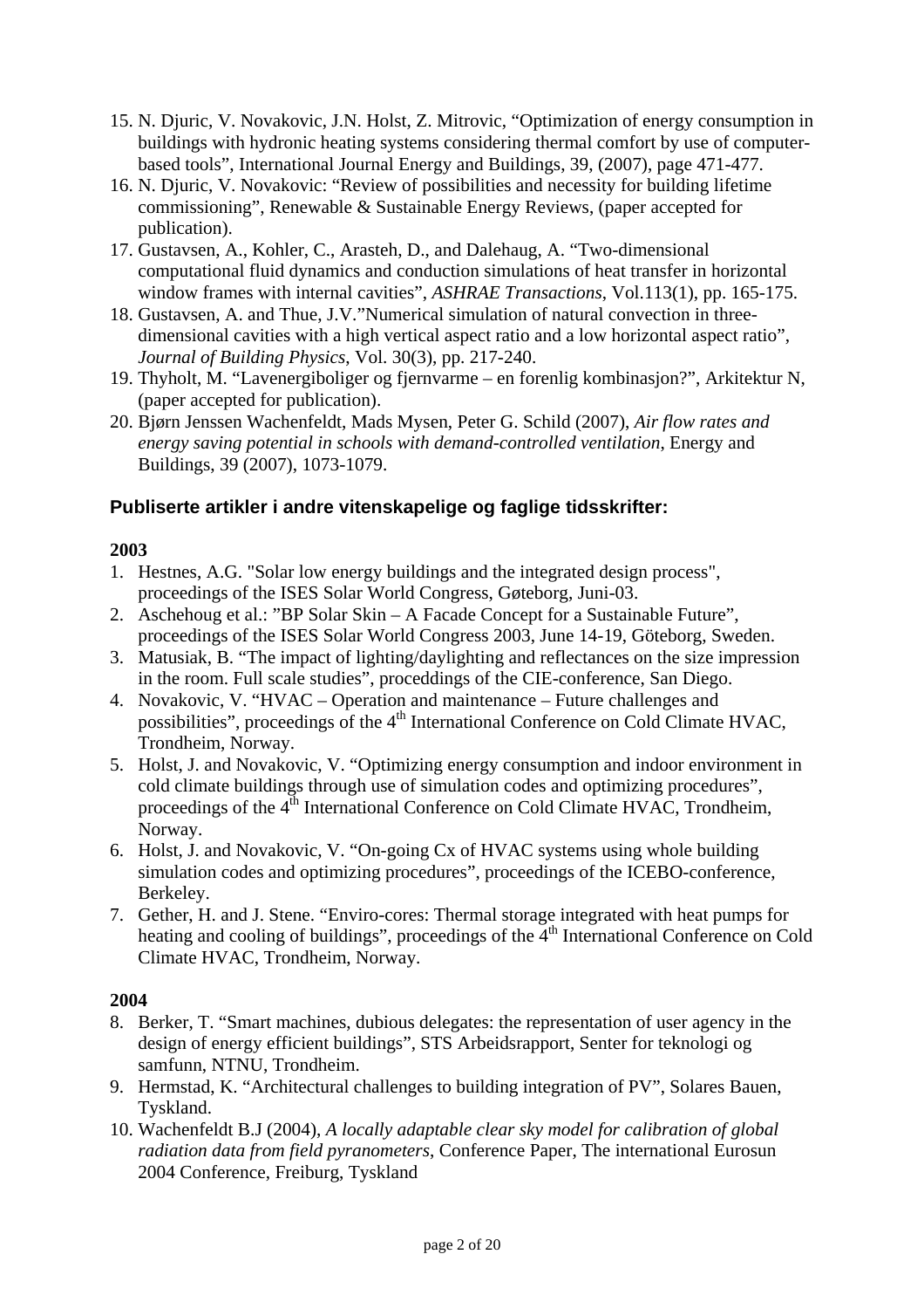15. N. Djuric, V. Novakovic, J.N. Holst, Z. Mitrovic, "Optimization of energy consumption in buildings with hydronic heating systems considering thermal comfort by use of computer-based tools", International Journal Energy and Buildings, 39, (2007), page 471-477.
16. N. Djuric, V. Novakovic: "Review of possibilities and necessity for building lifetime commissioning", Renewable & Sustainable Energy Reviews, (paper accepted for publication).
17. Gustavsen, A., Kohler, C., Arasteh, D., and Dalehaug, A. "Two-dimensional computational fluid dynamics and conduction simulations of heat transfer in horizontal window frames with internal cavities", *ASHRAE Transactions*, Vol.113(1), pp. 165-175.
18. Gustavsen, A. and Thue, J.V."Numerical simulation of natural convection in three-dimensional cavities with a high vertical aspect ratio and a low horizontal aspect ratio", *Journal of Building Physics*, Vol. 30(3), pp. 217-240.
19. Thyholt, M. "Lavenergiboliger og fjernvarme – en forenlig kombinasjon?", Arkitektur N, (paper accepted for publication).
20. Bjørn Jenssen Wachenfeldt, Mads Mysen, Peter G. Schild (2007), *Air flow rates and energy saving potential in schools with demand-controlled ventilation*, Energy and Buildings, 39 (2007), 1073-1079.

### Publiserte artikler i andre vitenskapelige og faglige tidsskrifter:

**2003**

1. Hestnes, A.G. "Solar low energy buildings and the integrated design process", proceedings of the ISES Solar World Congress, Gøteborg, Juni-03.
2. Aschehoug et al.: "BP Solar Skin – A Facade Concept for a Sustainable Future", proceedings of the ISES Solar World Congress 2003, June 14-19, Göteborg, Sweden.
3. Matusiak, B. "The impact of lighting/daylighting and reflectances on the size impression in the room. Full scale studies", proceddings of the CIE-conference, San Diego.
4. Novakovic, V. "HVAC – Operation and maintenance – Future challenges and possibilities", proceedings of the 4th International Conference on Cold Climate HVAC, Trondheim, Norway.
5. Holst, J. and Novakovic, V. "Optimizing energy consumption and indoor environment in cold climate buildings through use of simulation codes and optimizing procedures", proceedings of the 4th International Conference on Cold Climate HVAC, Trondheim, Norway.
6. Holst, J. and Novakovic, V. "On-going Cx of HVAC systems using whole building simulation codes and optimizing procedures", proceedings of the ICEBO-conference, Berkeley.
7. Gether, H. and J. Stene. "Enviro-cores: Thermal storage integrated with heat pumps for heating and cooling of buildings", proceedings of the 4th International Conference on Cold Climate HVAC, Trondheim, Norway.

**2004**

8. Berker, T. "Smart machines, dubious delegates: the representation of user agency in the design of energy efficient buildings", STS Arbeidsrapport, Senter for teknologi og samfunn, NTNU, Trondheim.
9. Hermstad, K. "Architectural challenges to building integration of PV", Solares Bauen, Tyskland.
10. Wachenfeldt B.J (2004), *A locally adaptable clear sky model for calibration of global radiation data from field pyranometers*, Conference Paper, The international Eurosun 2004 Conference, Freiburg, Tyskland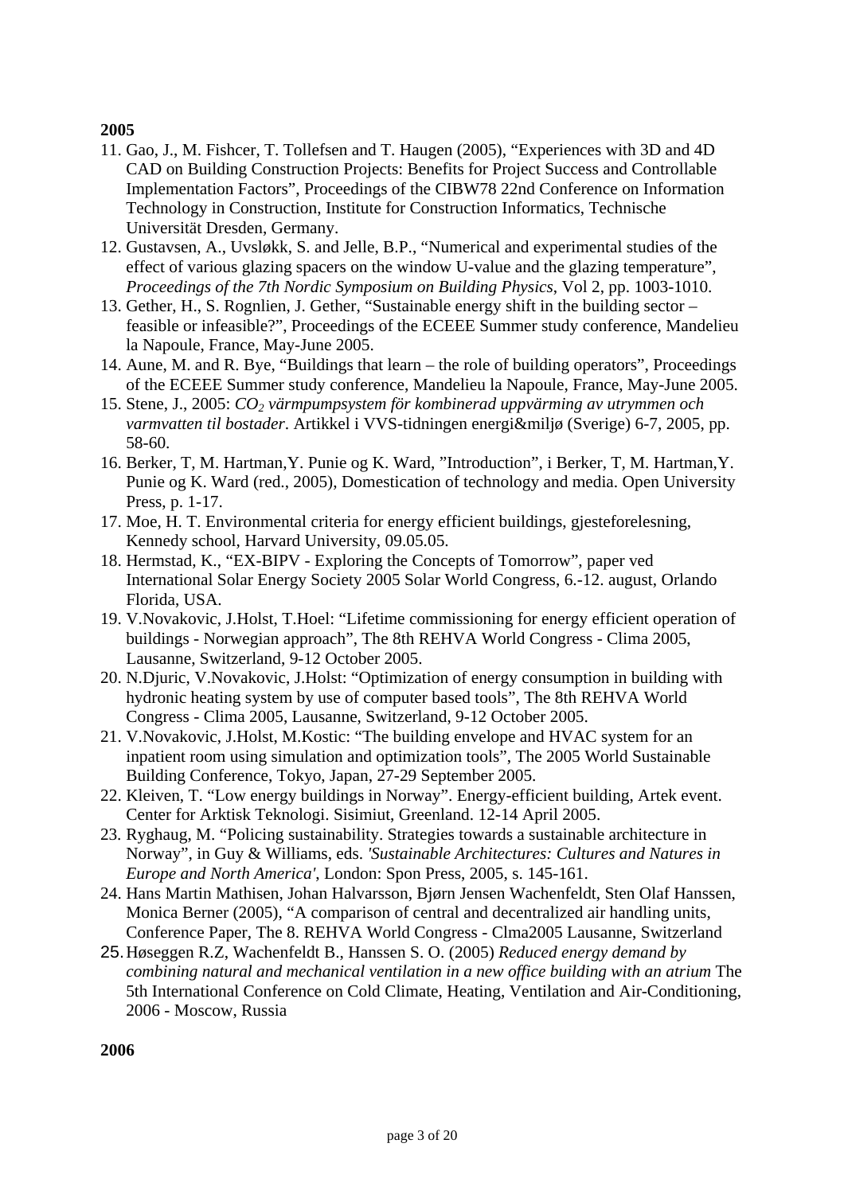**2005**

11. Gao, J., M. Fishcer, T. Tollefsen and T. Haugen (2005), “Experiences with 3D and 4D CAD on Building Construction Projects: Benefits for Project Success and Controllable Implementation Factors”, Proceedings of the CIBW78 22nd Conference on Information Technology in Construction, Institute for Construction Informatics, Technische Universität Dresden, Germany.
12. Gustavsen, A., Uvsløkk, S. and Jelle, B.P., “Numerical and experimental studies of the effect of various glazing spacers on the window U-value and the glazing temperature”, *Proceedings of the 7th Nordic Symposium on Building Physics*, Vol 2, pp. 1003-1010.
13. Gether, H., S. Rognlien, J. Gether, “Sustainable energy shift in the building sector – feasible or infeasible?”, Proceedings of the ECEEE Summer study conference, Mandelieu la Napoule, France, May-June 2005.
14. Aune, M. and R. Bye, “Buildings that learn – the role of building operators”, Proceedings of the ECEEE Summer study conference, Mandelieu la Napoule, France, May-June 2005.
15. Stene, J., 2005: *$CO_2$ värmpumpsystem för kombinerad uppvärming av utrymmen och varmvatten til bostader*. Artikkel i VVS-tidningen energi&miljø (Sverige) 6-7, 2005, pp. 58-60.
16. Berker, T, M. Hartman,Y. Punie og K. Ward, ”Introduction”, i Berker, T, M. Hartman,Y. Punie og K. Ward (red., 2005), Domestication of technology and media. Open University Press, p. 1-17.
17. Moe, H. T. Environmental criteria for energy efficient buildings, gjesteforelesning, Kennedy school, Harvard University, 09.05.05.
18. Hermstad, K., “EX-BIPV - Exploring the Concepts of Tomorrow”, paper ved International Solar Energy Society 2005 Solar World Congress, 6.-12. august, Orlando Florida, USA.
19. V.Novakovic, J.Holst, T.Hoel: “Lifetime commissioning for energy efficient operation of buildings - Norwegian approach”, The 8th REHVA World Congress - Clima 2005, Lausanne, Switzerland, 9-12 October 2005.
20. N.Djuric, V.Novakovic, J.Holst: “Optimization of energy consumption in building with hydronic heating system by use of computer based tools”, The 8th REHVA World Congress - Clima 2005, Lausanne, Switzerland, 9-12 October 2005.
21. V.Novakovic, J.Holst, M.Kostic: “The building envelope and HVAC system for an inpatient room using simulation and optimization tools”, The 2005 World Sustainable Building Conference, Tokyo, Japan, 27-29 September 2005.
22. Kleiven, T. “Low energy buildings in Norway”. Energy-efficient building, Artek event. Center for Arktisk Teknologi. Sisimiut, Greenland. 12-14 April 2005.
23. Ryghaug, M. “Policing sustainability. Strategies towards a sustainable architecture in Norway”, in Guy & Williams, eds. *'Sustainable Architectures: Cultures and Natures in Europe and North America'*, London: Spon Press, 2005, s. 145-161.
24. Hans Martin Mathisen, Johan Halvarsson, Bjørn Jensen Wachenfeldt, Sten Olaf Hanssen, Monica Berner (2005), “A comparison of central and decentralized air handling units, Conference Paper, The 8. REHVA World Congress - Clma2005 Lausanne, Switzerland
25. Høseggen R.Z, Wachenfeldt B., Hanssen S. O. (2005) *Reduced energy demand by combining natural and mechanical ventilation in a new office building with an atrium* The 5th International Conference on Cold Climate, Heating, Ventilation and Air-Conditioning, 2006 - Moscow, Russia

**2006**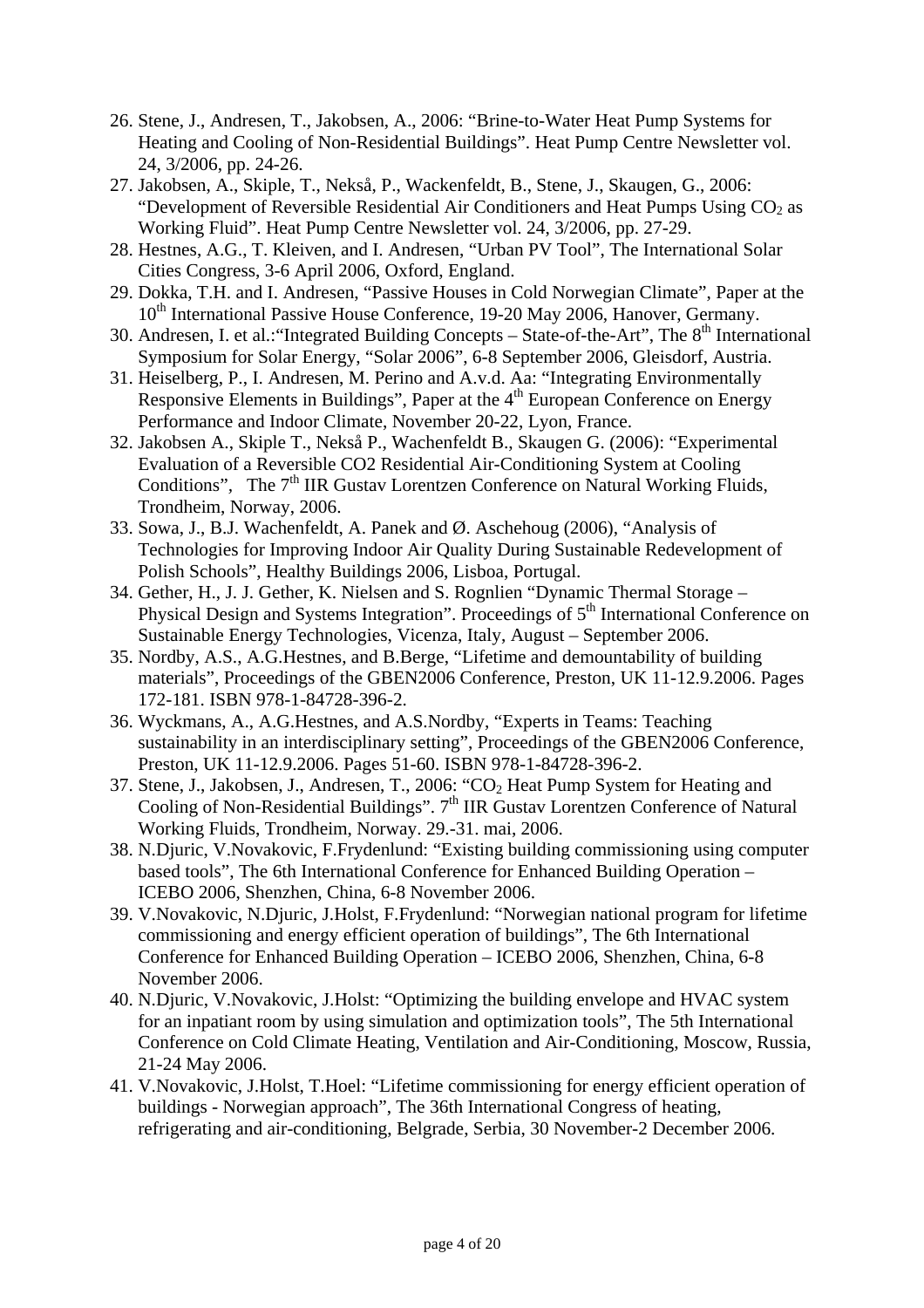26. Stene, J., Andresen, T., Jakobsen, A., 2006: "Brine-to-Water Heat Pump Systems for Heating and Cooling of Non-Residential Buildings". Heat Pump Centre Newsletter vol. 24, 3/2006, pp. 24-26.
27. Jakobsen, A., Skiple, T., Nekså, P., Wackenfeldt, B., Stene, J., Skaugen, G., 2006: "Development of Reversible Residential Air Conditioners and Heat Pumps Using $CO_2$ as Working Fluid". Heat Pump Centre Newsletter vol. 24, 3/2006, pp. 27-29.
28. Hestnes, A.G., T. Kleiven, and I. Andresen, "Urban PV Tool", The International Solar Cities Congress, 3-6 April 2006, Oxford, England.
29. Dokka, T.H. and I. Andresen, "Passive Houses in Cold Norwegian Climate", Paper at the 10th International Passive House Conference, 19-20 May 2006, Hanover, Germany.
30. Andresen, I. et al.:"Integrated Building Concepts – State-of-the-Art", The 8th International Symposium for Solar Energy, "Solar 2006", 6-8 September 2006, Gleisdorf, Austria.
31. Heiselberg, P., I. Andresen, M. Perino and A.v.d. Aa: "Integrating Environmentally Responsive Elements in Buildings", Paper at the 4th European Conference on Energy Performance and Indoor Climate, November 20-22, Lyon, France.
32. Jakobsen A., Skiple T., Nekså P., Wachenfeldt B., Skaugen G. (2006): "Experimental Evaluation of a Reversible CO2 Residential Air-Conditioning System at Cooling Conditions", The 7th IIR Gustav Lorentzen Conference on Natural Working Fluids, Trondheim, Norway, 2006.
33. Sowa, J., B.J. Wachenfeldt, A. Panek and Ø. Aschehoug (2006), "Analysis of Technologies for Improving Indoor Air Quality During Sustainable Redevelopment of Polish Schools", Healthy Buildings 2006, Lisboa, Portugal.
34. Gether, H., J. J. Gether, K. Nielsen and S. Rognlien "Dynamic Thermal Storage – Physical Design and Systems Integration". Proceedings of 5th International Conference on Sustainable Energy Technologies, Vicenza, Italy, August – September 2006.
35. Nordby, A.S., A.G.Hestnes, and B.Berge, "Lifetime and demountability of building materials", Proceedings of the GBEN2006 Conference, Preston, UK 11-12.9.2006. Pages 172-181. ISBN 978-1-84728-396-2.
36. Wyckmans, A., A.G.Hestnes, and A.S.Nordby, "Experts in Teams: Teaching sustainability in an interdisciplinary setting", Proceedings of the GBEN2006 Conference, Preston, UK 11-12.9.2006. Pages 51-60. ISBN 978-1-84728-396-2.
37. Stene, J., Jakobsen, J., Andresen, T., 2006: "$CO_2$ Heat Pump System for Heating and Cooling of Non-Residential Buildings". 7th IIR Gustav Lorentzen Conference of Natural Working Fluids, Trondheim, Norway. 29.-31. mai, 2006.
38. N.Djuric, V.Novakovic, F.Frydenlund: "Existing building commissioning using computer based tools", The 6th International Conference for Enhanced Building Operation – ICEBO 2006, Shenzhen, China, 6-8 November 2006.
39. V.Novakovic, N.Djuric, J.Holst, F.Frydenlund: "Norwegian national program for lifetime commissioning and energy efficient operation of buildings", The 6th International Conference for Enhanced Building Operation – ICEBO 2006, Shenzhen, China, 6-8 November 2006.
40. N.Djuric, V.Novakovic, J.Holst: "Optimizing the building envelope and HVAC system for an inpatiant room by using simulation and optimization tools", The 5th International Conference on Cold Climate Heating, Ventilation and Air-Conditioning, Moscow, Russia, 21-24 May 2006.
41. V.Novakovic, J.Holst, T.Hoel: "Lifetime commissioning for energy efficient operation of buildings - Norwegian approach", The 36th International Congress of heating, refrigerating and air-conditioning, Belgrade, Serbia, 30 November-2 December 2006.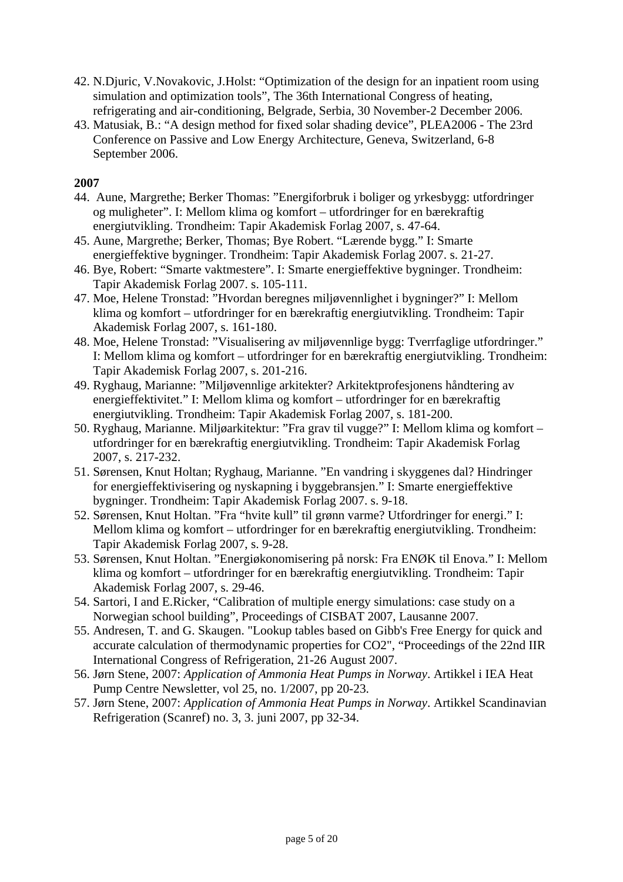42. N.Djuric, V.Novakovic, J.Holst: "Optimization of the design for an inpatient room using simulation and optimization tools", The 36th International Congress of heating, refrigerating and air-conditioning, Belgrade, Serbia, 30 November-2 December 2006.
43. Matusiak, B.: "A design method for fixed solar shading device", PLEA2006 - The 23rd Conference on Passive and Low Energy Architecture, Geneva, Switzerland, 6-8 September 2006.

**2007**

44. Aune, Margrethe; Berker Thomas: "Energiforbruk i boliger og yrkesbygg: utfordringer og muligheter". I: Mellom klima og komfort – utfordringer for en bærekraftig energiutvikling. Trondheim: Tapir Akademisk Forlag 2007, s. 47-64.
45. Aune, Margrethe; Berker, Thomas; Bye Robert. "Lærende bygg." I: Smarte energieffektive bygninger. Trondheim: Tapir Akademisk Forlag 2007. s. 21-27.
46. Bye, Robert: "Smarte vaktmestere". I: Smarte energieffektive bygninger. Trondheim: Tapir Akademisk Forlag 2007. s. 105-111.
47. Moe, Helene Tronstad: "Hvordan beregnes miljøvennlighet i bygninger?" I: Mellom klima og komfort – utfordringer for en bærekraftig energiutvikling. Trondheim: Tapir Akademisk Forlag 2007, s. 161-180.
48. Moe, Helene Tronstad: "Visualisering av miljøvennlige bygg: Tverrfaglige utfordringer." I: Mellom klima og komfort – utfordringer for en bærekraftig energiutvikling. Trondheim: Tapir Akademisk Forlag 2007, s. 201-216.
49. Ryghaug, Marianne: "Miljøvennlige arkitekter? Arkitektprofesjonens håndtering av energieffektivitet." I: Mellom klima og komfort – utfordringer for en bærekraftig energiutvikling. Trondheim: Tapir Akademisk Forlag 2007, s. 181-200.
50. Ryghaug, Marianne. Miljøarkitektur: "Fra grav til vugge?" I: Mellom klima og komfort – utfordringer for en bærekraftig energiutvikling. Trondheim: Tapir Akademisk Forlag 2007, s. 217-232.
51. Sørensen, Knut Holtan; Ryghaug, Marianne. "En vandring i skyggenes dal? Hindringer for energieffektivisering og nyskapning i byggebransjen." I: Smarte energieffektive bygninger. Trondheim: Tapir Akademisk Forlag 2007. s. 9-18.
52. Sørensen, Knut Holtan. "Fra "hvite kull" til grønn varme? Utfordringer for energi." I: Mellom klima og komfort – utfordringer for en bærekraftig energiutvikling. Trondheim: Tapir Akademisk Forlag 2007, s. 9-28.
53. Sørensen, Knut Holtan. "Energiøkonomisering på norsk: Fra ENØK til Enova." I: Mellom klima og komfort – utfordringer for en bærekraftig energiutvikling. Trondheim: Tapir Akademisk Forlag 2007, s. 29-46.
54. Sartori, I and E.Ricker, "Calibration of multiple energy simulations: case study on a Norwegian school building", Proceedings of CISBAT 2007, Lausanne 2007.
55. Andresen, T. and G. Skaugen. "Lookup tables based on Gibb's Free Energy for quick and accurate calculation of thermodynamic properties for CO2", "Proceedings of the 22nd IIR International Congress of Refrigeration, 21-26 August 2007.
56. Jørn Stene, 2007: *Application of Ammonia Heat Pumps in Norway*. Artikkel i IEA Heat Pump Centre Newsletter, vol 25, no. 1/2007, pp 20-23.
57. Jørn Stene, 2007: *Application of Ammonia Heat Pumps in Norway*. Artikkel Scandinavian Refrigeration (Scanref) no. 3, 3. juni 2007, pp 32-34.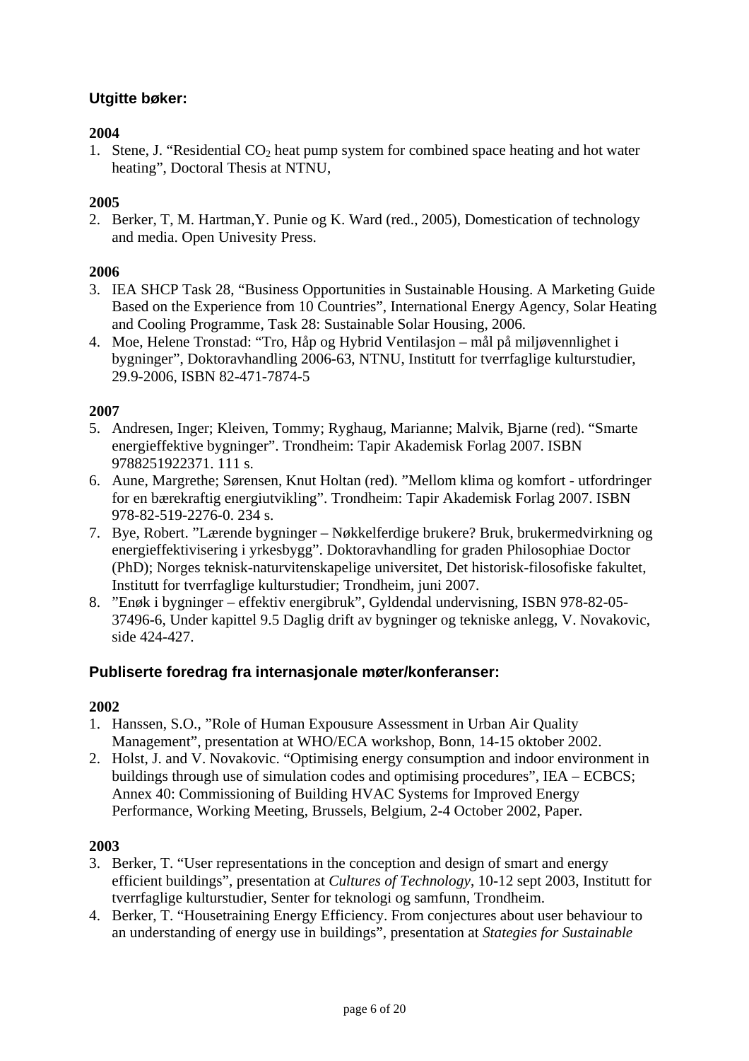## Utgitte bøker:

**2004**

1. Stene, J. "Residential $CO_2$ heat pump system for combined space heating and hot water heating", Doctoral Thesis at NTNU,

**2005**

2. Berker, T, M. Hartman,Y. Punie og K. Ward (red., 2005), Domestication of technology and media. Open Univesity Press.

**2006**

3. IEA SHCP Task 28, "Business Opportunities in Sustainable Housing. A Marketing Guide Based on the Experience from 10 Countries", International Energy Agency, Solar Heating and Cooling Programme, Task 28: Sustainable Solar Housing, 2006.
4. Moe, Helene Tronstad: "Tro, Håp og Hybrid Ventilasjon – mål på miljøvennlighet i bygninger", Doktoravhandling 2006-63, NTNU, Institutt for tverrfaglige kulturstudier, 29.9-2006, ISBN 82-471-7874-5

**2007**

5. Andresen, Inger; Kleiven, Tommy; Ryghaug, Marianne; Malvik, Bjarne (red). "Smarte energieffektive bygninger". Trondheim: Tapir Akademisk Forlag 2007. ISBN 9788251922371. 111 s.
6. Aune, Margrethe; Sørensen, Knut Holtan (red). "Mellom klima og komfort - utfordringer for en bærekraftig energiutvikling". Trondheim: Tapir Akademisk Forlag 2007. ISBN 978-82-519-2276-0. 234 s.
7. Bye, Robert. "Lærende bygninger – Nøkkelferdige brukere? Bruk, brukermedvirkning og energieffektivisering i yrkesbygg". Doktoravhandling for graden Philosophiae Doctor (PhD); Norges teknisk-naturvitenskapelige universitet, Det historisk-filosofiske fakultet, Institutt for tverrfaglige kulturstudier; Trondheim, juni 2007.
8. "Enøk i bygninger – effektiv energibruk", Gyldendal undervisning, ISBN 978-82-05-37496-6, Under kapittel 9.5 Daglig drift av bygninger og tekniske anlegg, V. Novakovic, side 424-427.

## Publiserte foredrag fra internasjonale møter/konferanser:

**2002**

1. Hanssen, S.O., "Role of Human Expousure Assessment in Urban Air Quality Management", presentation at WHO/ECA workshop, Bonn, 14-15 oktober 2002.
2. Holst, J. and V. Novakovic. "Optimising energy consumption and indoor environment in buildings through use of simulation codes and optimising procedures", IEA – ECBCS; Annex 40: Commissioning of Building HVAC Systems for Improved Energy Performance, Working Meeting, Brussels, Belgium, 2-4 October 2002, Paper.

**2003**

3. Berker, T. "User representations in the conception and design of smart and energy efficient buildings", presentation at *Cultures of Technology*, 10-12 sept 2003, Institutt for tverrfaglige kulturstudier, Senter for teknologi og samfunn, Trondheim.
4. Berker, T. "Housetraining Energy Efficiency. From conjectures about user behaviour to an understanding of energy use in buildings", presentation at *Stategies for Sustainable*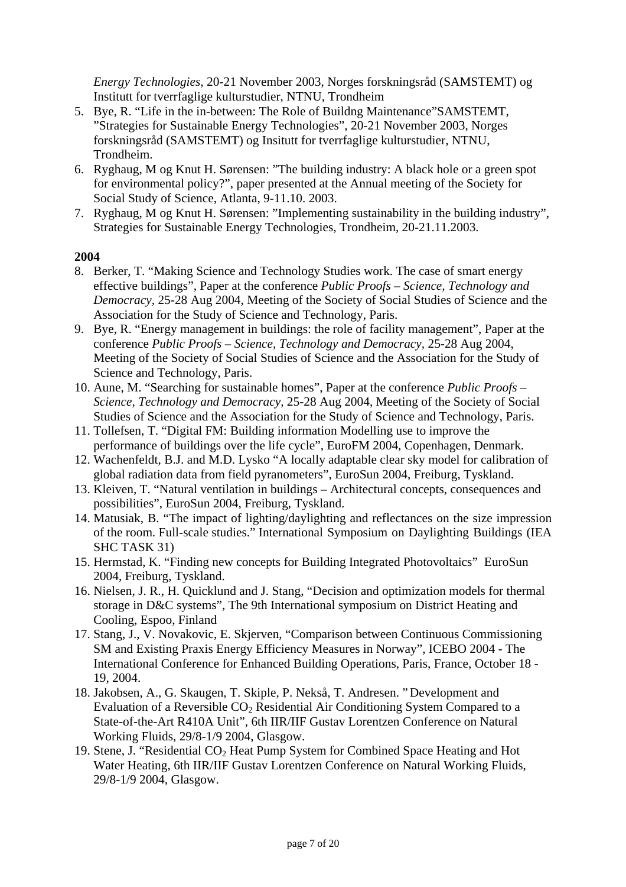*Energy Technologies*, 20-21 November 2003, Norges forskningsråd (SAMSTEMT) og Institutt for tverrfaglige kulturstudier, NTNU, Trondheim

5. Bye, R. "Life in the in-between: The Role of Buildng Maintenance"SAMSTEMT, "Strategies for Sustainable Energy Technologies", 20-21 November 2003, Norges forskningsråd (SAMSTEMT) og Insitutt for tverrfaglige kulturstudier, NTNU, Trondheim.
6. Ryghaug, M og Knut H. Sørensen: "The building industry: A black hole or a green spot for environmental policy?", paper presented at the Annual meeting of the Society for Social Study of Science, Atlanta, 9-11.10. 2003.
7. Ryghaug, M og Knut H. Sørensen: "Implementing sustainability in the building industry", Strategies for Sustainable Energy Technologies, Trondheim, 20-21.11.2003.

**2004**

8. Berker, T. "Making Science and Technology Studies work. The case of smart energy effective buildings", Paper at the conference *Public Proofs – Science, Technology and Democracy*, 25-28 Aug 2004, Meeting of the Society of Social Studies of Science and the Association for the Study of Science and Technology, Paris.
9. Bye, R. "Energy management in buildings: the role of facility management", Paper at the conference *Public Proofs – Science, Technology and Democracy*, 25-28 Aug 2004, Meeting of the Society of Social Studies of Science and the Association for the Study of Science and Technology, Paris.
10. Aune, M. "Searching for sustainable homes", Paper at the conference *Public Proofs – Science, Technology and Democracy*, 25-28 Aug 2004, Meeting of the Society of Social Studies of Science and the Association for the Study of Science and Technology, Paris.
11. Tollefsen, T. "Digital FM: Building information Modelling use to improve the performance of buildings over the life cycle", EuroFM 2004, Copenhagen, Denmark.
12. Wachenfeldt, B.J. and M.D. Lysko "A locally adaptable clear sky model for calibration of global radiation data from field pyranometers", EuroSun 2004, Freiburg, Tyskland.
13. Kleiven, T. "Natural ventilation in buildings – Architectural concepts, consequences and possibilities", EuroSun 2004, Freiburg, Tyskland.
14. Matusiak, B. "The impact of lighting/daylighting and reflectances on the size impression of the room. Full-scale studies." International Symposium on Daylighting Buildings (IEA SHC TASK 31)
15. Hermstad, K. "Finding new concepts for Building Integrated Photovoltaics" EuroSun 2004, Freiburg, Tyskland.
16. Nielsen, J. R., H. Quicklund and J. Stang, "Decision and optimization models for thermal storage in D&C systems", The 9th International symposium on District Heating and Cooling, Espoo, Finland
17. Stang, J., V. Novakovic, E. Skjerven, "Comparison between Continuous Commissioning SM and Existing Praxis Energy Efficiency Measures in Norway", ICEBO 2004 - The International Conference for Enhanced Building Operations, Paris, France, October 18 - 19, 2004.
18. Jakobsen, A., G. Skaugen, T. Skiple, P. Nekså, T. Andresen. "Development and Evaluation of a Reversible $CO_2$ Residential Air Conditioning System Compared to a State-of-the-Art R410A Unit", 6th IIR/IIF Gustav Lorentzen Conference on Natural Working Fluids, 29/8-1/9 2004, Glasgow.
19. Stene, J. "Residential $CO_2$ Heat Pump System for Combined Space Heating and Hot Water Heating, 6th IIR/IIF Gustav Lorentzen Conference on Natural Working Fluids, 29/8-1/9 2004, Glasgow.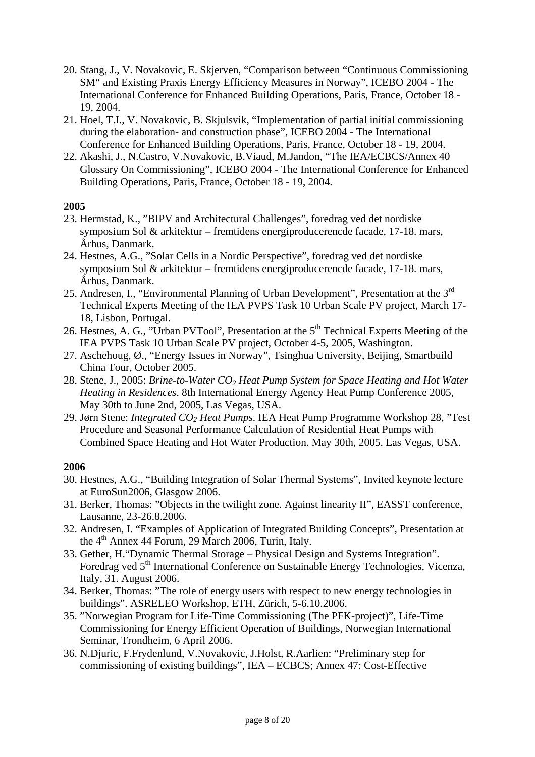20. Stang, J., V. Novakovic, E. Skjerven, "Comparison between "Continuous Commissioning SM" and Existing Praxis Energy Efficiency Measures in Norway", ICEBO 2004 - The International Conference for Enhanced Building Operations, Paris, France, October 18 - 19, 2004.
21. Hoel, T.I., V. Novakovic, B. Skjulsvik, "Implementation of partial initial commissioning during the elaboration- and construction phase", ICEBO 2004 - The International Conference for Enhanced Building Operations, Paris, France, October 18 - 19, 2004.
22. Akashi, J., N.Castro, V.Novakovic, B.Viaud, M.Jandon, "The IEA/ECBCS/Annex 40 Glossary On Commissioning", ICEBO 2004 - The International Conference for Enhanced Building Operations, Paris, France, October 18 - 19, 2004.

**2005**

23. Hermstad, K., "BIPV and Architectural Challenges", foredrag ved det nordiske symposium Sol & arkitektur – fremtidens energiproducerencde facade, 17-18. mars, Århus, Danmark.
24. Hestnes, A.G., "Solar Cells in a Nordic Perspective", foredrag ved det nordiske symposium Sol & arkitektur – fremtidens energiproducerencde facade, 17-18. mars, Århus, Danmark.
25. Andresen, I., "Environmental Planning of Urban Development", Presentation at the 3rd Technical Experts Meeting of the IEA PVPS Task 10 Urban Scale PV project, March 17-18, Lisbon, Portugal.
26. Hestnes, A. G., "Urban PVTool", Presentation at the 5th Technical Experts Meeting of the IEA PVPS Task 10 Urban Scale PV project, October 4-5, 2005, Washington.
27. Aschehoug, Ø., "Energy Issues in Norway", Tsinghua University, Beijing, Smartbuild China Tour, October 2005.
28. Stene, J., 2005: *Brine-to-Water $CO_2$ Heat Pump System for Space Heating and Hot Water Heating in Residences*. 8th International Energy Agency Heat Pump Conference 2005, May 30th to June 2nd, 2005, Las Vegas, USA.
29. Jørn Stene: *Integrated $CO_2$ Heat Pumps*. IEA Heat Pump Programme Workshop 28, "Test Procedure and Seasonal Performance Calculation of Residential Heat Pumps with Combined Space Heating and Hot Water Production. May 30th, 2005. Las Vegas, USA.

**2006**

30. Hestnes, A.G., "Building Integration of Solar Thermal Systems", Invited keynote lecture at EuroSun2006, Glasgow 2006.
31. Berker, Thomas: "Objects in the twilight zone. Against linearity II", EASST conference, Lausanne, 23-26.8.2006.
32. Andresen, I. "Examples of Application of Integrated Building Concepts", Presentation at the 4th Annex 44 Forum, 29 March 2006, Turin, Italy.
33. Gether, H."Dynamic Thermal Storage – Physical Design and Systems Integration". Foredrag ved 5th International Conference on Sustainable Energy Technologies, Vicenza, Italy, 31. August 2006.
34. Berker, Thomas: "The role of energy users with respect to new energy technologies in buildings". ASRELEO Workshop, ETH, Zürich, 5-6.10.2006.
35. "Norwegian Program for Life-Time Commissioning (The PFK-project)", Life-Time Commissioning for Energy Efficient Operation of Buildings, Norwegian International Seminar, Trondheim, 6 April 2006.
36. N.Djuric, F.Frydenlund, V.Novakovic, J.Holst, R.Aarlien: "Preliminary step for commissioning of existing buildings", IEA – ECBCS; Annex 47: Cost-Effective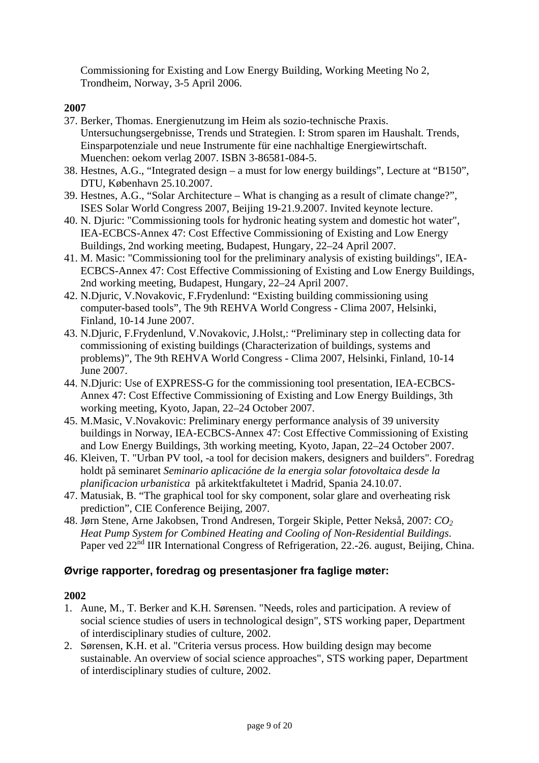Commissioning for Existing and Low Energy Building, Working Meeting No 2, Trondheim, Norway, 3-5 April 2006.

**2007**

37. Berker, Thomas. Energienutzung im Heim als sozio-technische Praxis. Untersuchungsergebnisse, Trends und Strategien. I: Strom sparen im Haushalt. Trends, Einsparpotenziale und neue Instrumente für eine nachhaltige Energiewirtschaft. Muenchen: oekom verlag 2007. ISBN 3-86581-084-5.
38. Hestnes, A.G., "Integrated design – a must for low energy buildings", Lecture at "B150", DTU, København 25.10.2007.
39. Hestnes, A.G., "Solar Architecture – What is changing as a result of climate change?", ISES Solar World Congress 2007, Beijing 19-21.9.2007. Invited keynote lecture.
40. N. Djuric: "Commissioning tools for hydronic heating system and domestic hot water", IEA-ECBCS-Annex 47: Cost Effective Commissioning of Existing and Low Energy Buildings, 2nd working meeting, Budapest, Hungary, 22–24 April 2007.
41. M. Masic: "Commissioning tool for the preliminary analysis of existing buildings", IEA-ECBCS-Annex 47: Cost Effective Commissioning of Existing and Low Energy Buildings, 2nd working meeting, Budapest, Hungary, 22–24 April 2007.
42. N.Djuric, V.Novakovic, F.Frydenlund: "Existing building commissioning using computer-based tools", The 9th REHVA World Congress - Clima 2007, Helsinki, Finland, 10-14 June 2007.
43. N.Djuric, F.Frydenlund, V.Novakovic, J.Holst,: "Preliminary step in collecting data for commissioning of existing buildings (Characterization of buildings, systems and problems)", The 9th REHVA World Congress - Clima 2007, Helsinki, Finland, 10-14 June 2007.
44. N.Djuric: Use of EXPRESS-G for the commissioning tool presentation, IEA-ECBCS-Annex 47: Cost Effective Commissioning of Existing and Low Energy Buildings, 3th working meeting, Kyoto, Japan, 22–24 October 2007.
45. M.Masic, V.Novakovic: Preliminary energy performance analysis of 39 university buildings in Norway, IEA-ECBCS-Annex 47: Cost Effective Commissioning of Existing and Low Energy Buildings, 3th working meeting, Kyoto, Japan, 22–24 October 2007.
46. Kleiven, T. "Urban PV tool, -a tool for decision makers, designers and builders". Foredrag holdt på seminaret *Seminario aplicacióne de la energia solar fotovoltaica desde la planificacion urbanistica* på arkitektfakultetet i Madrid, Spania 24.10.07.
47. Matusiak, B. "The graphical tool for sky component, solar glare and overheating risk prediction", CIE Conference Beijing, 2007.
48. Jørn Stene, Arne Jakobsen, Trond Andresen, Torgeir Skiple, Petter Nekså, 2007: *$CO_2$ Heat Pump System for Combined Heating and Cooling of Non-Residential Buildings*. Paper ved 22nd IIR International Congress of Refrigeration, 22.-26. august, Beijing, China.

## Øvrige rapporter, foredrag og presentasjoner fra faglige møter:

**2002**

1. Aune, M., T. Berker and K.H. Sørensen. "Needs, roles and participation. A review of social science studies of users in technological design", STS working paper, Department of interdisciplinary studies of culture, 2002.
2. Sørensen, K.H. et al. "Criteria versus process. How building design may become sustainable. An overview of social science approaches", STS working paper, Department of interdisciplinary studies of culture, 2002.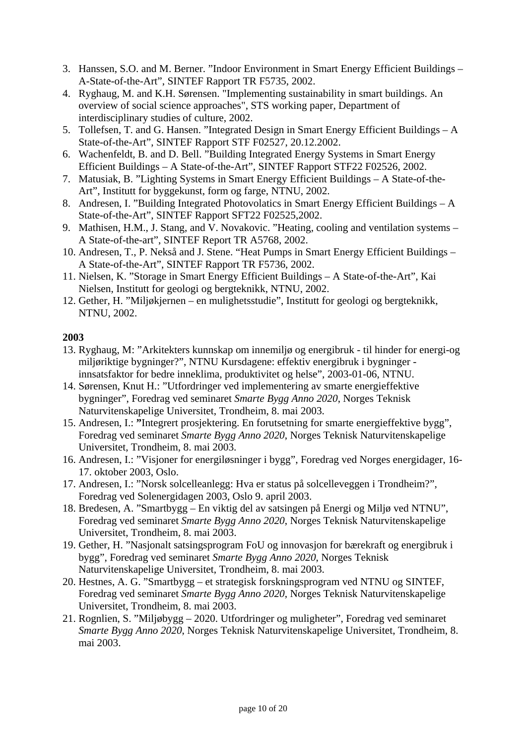3. Hanssen, S.O. and M. Berner. ”Indoor Environment in Smart Energy Efficient Buildings – A-State-of-the-Art”, SINTEF Rapport TR F5735, 2002.
4. Ryghaug, M. and K.H. Sørensen. "Implementing sustainability in smart buildings. An overview of social science approaches", STS working paper, Department of interdisciplinary studies of culture, 2002.
5. Tollefsen, T. and G. Hansen. ”Integrated Design in Smart Energy Efficient Buildings – A State-of-the-Art”, SINTEF Rapport STF F02527, 20.12.2002.
6. Wachenfeldt, B. and D. Bell. ”Building Integrated Energy Systems in Smart Energy Efficient Buildings – A State-of-the-Art”, SINTEF Rapport STF22 F02526, 2002.
7. Matusiak, B. ”Lighting Systems in Smart Energy Efficient Buildings – A State-of-the-Art”, Institutt for byggekunst, form og farge, NTNU, 2002.
8. Andresen, I. ”Building Integrated Photovolatics in Smart Energy Efficient Buildings – A State-of-the-Art”, SINTEF Rapport SFT22 F02525,2002.
9. Mathisen, H.M., J. Stang, and V. Novakovic. ”Heating, cooling and ventilation systems – A State-of-the-art”, SINTEF Report TR A5768, 2002.
10. Andresen, T., P. Nekså and J. Stene. “Heat Pumps in Smart Energy Efficient Buildings – A State-of-the-Art”, SINTEF Rapport TR F5736, 2002.
11. Nielsen, K. ”Storage in Smart Energy Efficient Buildings – A State-of-the-Art”, Kai Nielsen, Institutt for geologi og bergteknikk, NTNU, 2002.
12. Gether, H. ”Miljøkjernen – en mulighetsstudie”, Institutt for geologi og bergteknikk, NTNU, 2002.

**2003**

13. Ryghaug, M: ”Arkitekters kunnskap om innemiljø og energibruk - til hinder for energi-og miljøriktige bygninger?”, NTNU Kursdagene: effektiv energibruk i bygninger - innsatsfaktor for bedre inneklima, produktivitet og helse”, 2003-01-06, NTNU.
14. Sørensen, Knut H.: ”Utfordringer ved implementering av smarte energieffektive bygninger”, Foredrag ved seminaret *Smarte Bygg Anno 2020*, Norges Teknisk Naturvitenskapelige Universitet, Trondheim, 8. mai 2003.
15. Andresen, I.: **”**Integrert prosjektering. En forutsetning for smarte energieffektive bygg”, Foredrag ved seminaret *Smarte Bygg Anno 2020*, Norges Teknisk Naturvitenskapelige Universitet, Trondheim, 8. mai 2003.
16. Andresen, I.: ”Visjoner for energiløsninger i bygg”, Foredrag ved Norges energidager, 16-17. oktober 2003, Oslo.
17. Andresen, I.: ”Norsk solcelleanlegg: Hva er status på solcelleveggen i Trondheim?”, Foredrag ved Solenergidagen 2003, Oslo 9. april 2003.
18. Bredesen, A. ”Smartbygg – En viktig del av satsingen på Energi og Miljø ved NTNU”, Foredrag ved seminaret *Smarte Bygg Anno 2020*, Norges Teknisk Naturvitenskapelige Universitet, Trondheim, 8. mai 2003.
19. Gether, H. ”Nasjonalt satsingsprogram FoU og innovasjon for bærekraft og energibruk i bygg”, Foredrag ved seminaret *Smarte Bygg Anno 2020*, Norges Teknisk Naturvitenskapelige Universitet, Trondheim, 8. mai 2003.
20. Hestnes, A. G. ”Smartbygg – et strategisk forskningsprogram ved NTNU og SINTEF, Foredrag ved seminaret *Smarte Bygg Anno 2020*, Norges Teknisk Naturvitenskapelige Universitet, Trondheim, 8. mai 2003.
21. Rognlien, S. ”Miljøbygg – 2020. Utfordringer og muligheter”, Foredrag ved seminaret *Smarte Bygg Anno 2020*, Norges Teknisk Naturvitenskapelige Universitet, Trondheim, 8. mai 2003.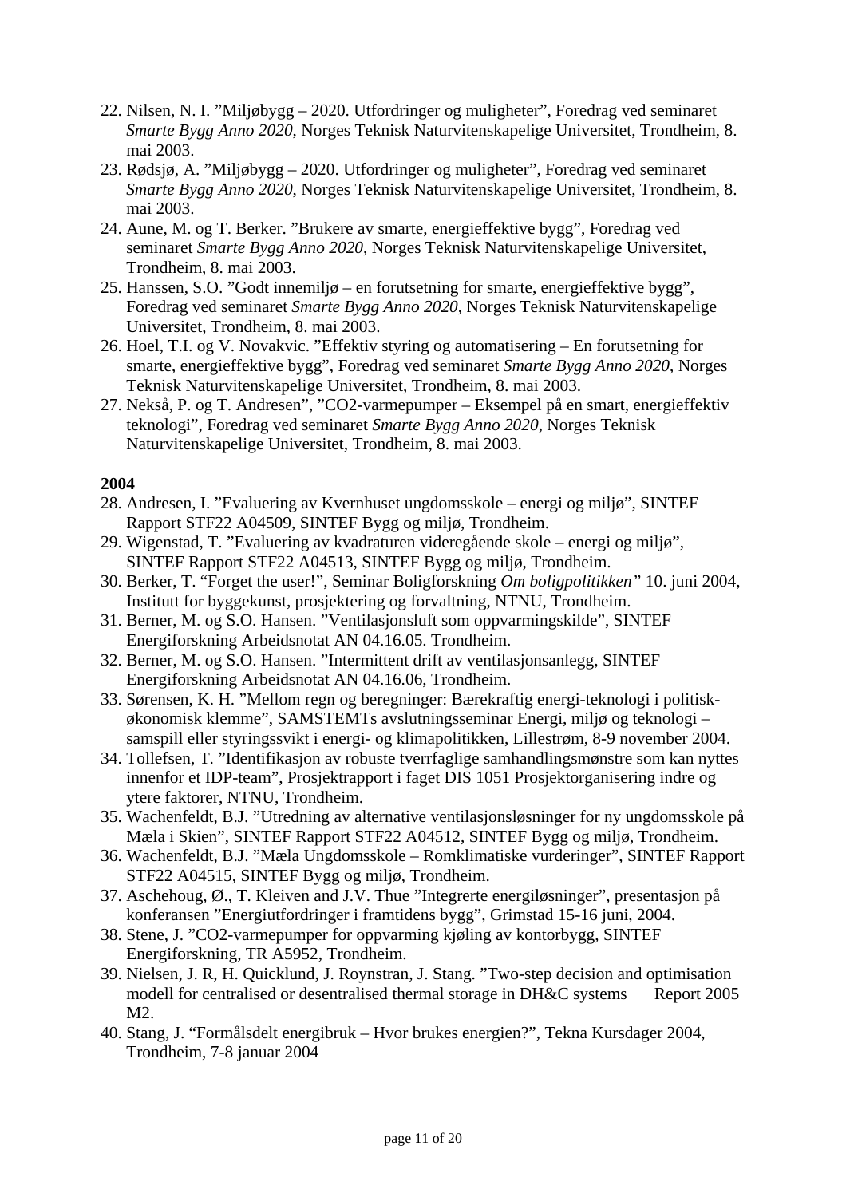22. Nilsen, N. I. ”Miljøbygg – 2020. Utfordringer og muligheter”, Foredrag ved seminaret *Smarte Bygg Anno 2020*, Norges Teknisk Naturvitenskapelige Universitet, Trondheim, 8. mai 2003.
23. Rødsjø, A. ”Miljøbygg – 2020. Utfordringer og muligheter”, Foredrag ved seminaret *Smarte Bygg Anno 2020*, Norges Teknisk Naturvitenskapelige Universitet, Trondheim, 8. mai 2003.
24. Aune, M. og T. Berker. ”Brukere av smarte, energieffektive bygg”, Foredrag ved seminaret *Smarte Bygg Anno 2020*, Norges Teknisk Naturvitenskapelige Universitet, Trondheim, 8. mai 2003.
25. Hanssen, S.O. ”Godt innemiljø – en forutsetning for smarte, energieffektive bygg”, Foredrag ved seminaret *Smarte Bygg Anno 2020*, Norges Teknisk Naturvitenskapelige Universitet, Trondheim, 8. mai 2003.
26. Hoel, T.I. og V. Novakvic. ”Effektiv styring og automatisering – En forutsetning for smarte, energieffektive bygg”, Foredrag ved seminaret *Smarte Bygg Anno 2020*, Norges Teknisk Naturvitenskapelige Universitet, Trondheim, 8. mai 2003.
27. Nekså, P. og T. Andresen”, ”CO2-varmepumper – Eksempel på en smart, energieffektiv teknologi”, Foredrag ved seminaret *Smarte Bygg Anno 2020*, Norges Teknisk Naturvitenskapelige Universitet, Trondheim, 8. mai 2003.

**2004**

28. Andresen, I. ”Evaluering av Kvernhuset ungdomsskole – energi og miljø”, SINTEF Rapport STF22 A04509, SINTEF Bygg og miljø, Trondheim.
29. Wigenstad, T. ”Evaluering av kvadraturen videregående skole – energi og miljø”, SINTEF Rapport STF22 A04513, SINTEF Bygg og miljø, Trondheim.
30. Berker, T. “Forget the user!”, Seminar Boligforskning *Om boligpolitikken”* 10. juni 2004, Institutt for byggekunst, prosjektering og forvaltning, NTNU, Trondheim.
31. Berner, M. og S.O. Hansen. ”Ventilasjonsluft som oppvarmingskilde”, SINTEF Energiforskning Arbeidsnotat AN 04.16.05. Trondheim.
32. Berner, M. og S.O. Hansen. ”Intermittent drift av ventilasjonsanlegg, SINTEF Energiforskning Arbeidsnotat AN 04.16.06, Trondheim.
33. Sørensen, K. H. ”Mellom regn og beregninger: Bærekraftig energi-teknologi i politisk-økonomisk klemme”, SAMSTEMTs avslutningsseminar Energi, miljø og teknologi – samspill eller styringssvikt i energi- og klimapolitikken, Lillestrøm, 8-9 november 2004.
34. Tollefsen, T. ”Identifikasjon av robuste tverrfaglige samhandlingsmønstre som kan nyttes innenfor et IDP-team”, Prosjektrapport i faget DIS 1051 Prosjektorganisering indre og ytere faktorer, NTNU, Trondheim.
35. Wachenfeldt, B.J. ”Utredning av alternative ventilasjonsløsninger for ny ungdomsskole på Mæla i Skien”, SINTEF Rapport STF22 A04512, SINTEF Bygg og miljø, Trondheim.
36. Wachenfeldt, B.J. ”Mæla Ungdomsskole – Romklimatiske vurderinger”, SINTEF Rapport STF22 A04515, SINTEF Bygg og miljø, Trondheim.
37. Aschehoug, Ø., T. Kleiven and J.V. Thue ”Integrerte energiløsninger”, presentasjon på konferansen ”Energiutfordringer i framtidens bygg”, Grimstad 15-16 juni, 2004.
38. Stene, J. ”CO2-varmepumper for oppvarming kjøling av kontorbygg, SINTEF Energiforskning, TR A5952, Trondheim.
39. Nielsen, J. R, H. Quicklund, J. Roynstran, J. Stang. ”Two-step decision and optimisation modell for centralised or desentralised thermal storage in DH&C systems Report 2005 M2.
40. Stang, J. “Formålsdelt energibruk – Hvor brukes energien?”, Tekna Kursdager 2004, Trondheim, 7-8 januar 2004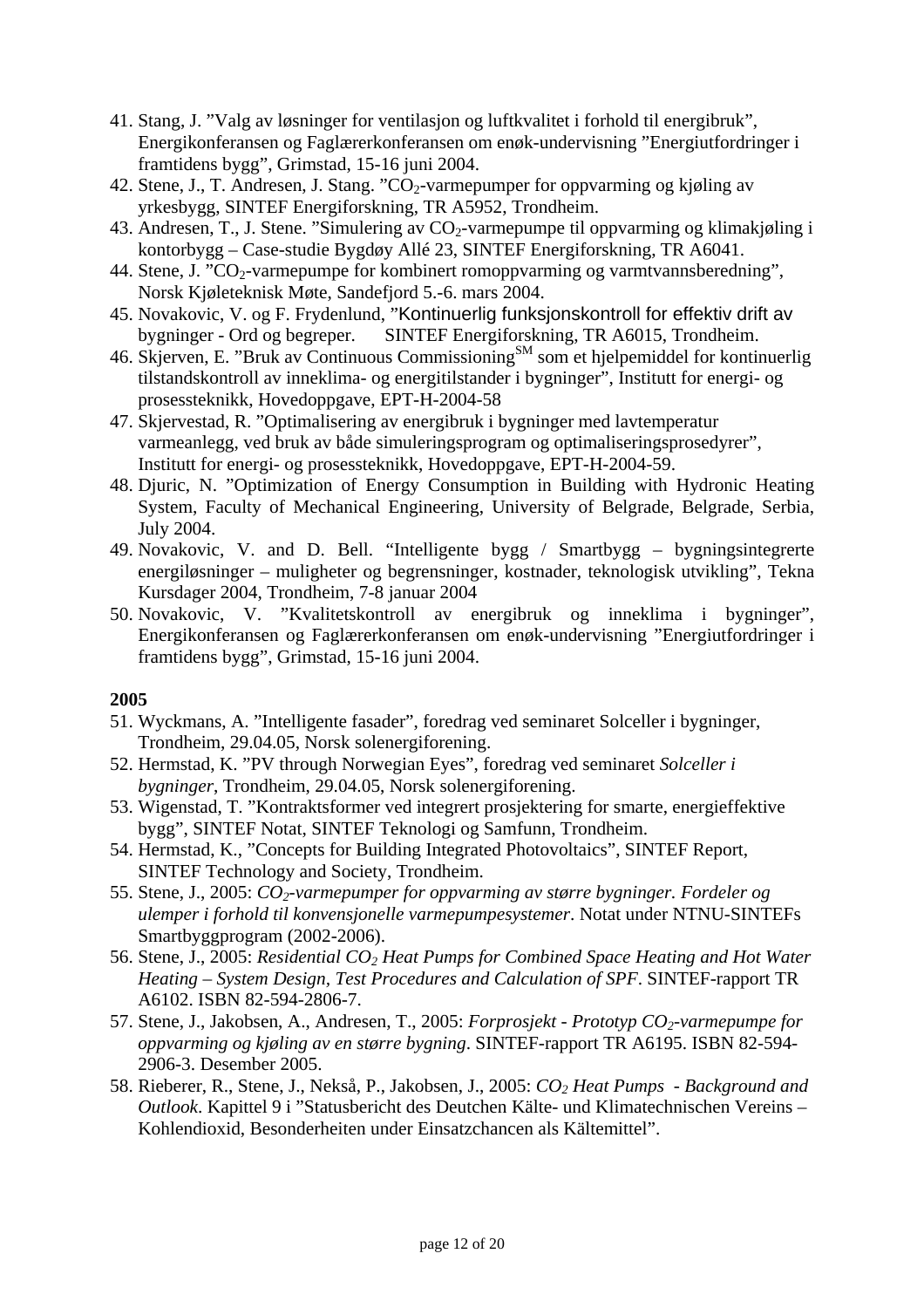41. Stang, J. ”Valg av løsninger for ventilasjon og luftkvalitet i forhold til energibruk”, Energikonferansen og Faglærerkonferansen om enøk-undervisning ”Energiutfordringer i framtidens bygg”, Grimstad, 15-16 juni 2004.
42. Stene, J., T. Andresen, J. Stang. ”$CO_2$-varmepumper for oppvarming og kjøling av yrkesbygg, SINTEF Energiforskning, TR A5952, Trondheim.
43. Andresen, T., J. Stene. ”Simulering av $CO_2$-varmepumpe til oppvarming og klimakjøling i kontorbygg – Case-studie Bygdøy Allé 23, SINTEF Energiforskning, TR A6041.
44. Stene, J. ”$CO_2$-varmepumpe for kombinert romoppvarming og varmtvannsberedning”, Norsk Kjøleteknisk Møte, Sandefjord 5.-6. mars 2004.
45. Novakovic, V. og F. Frydenlund, ”Kontinuerlig funksjonskontroll for effektiv drift av bygninger - Ord og begreper. SINTEF Energiforskning, TR A6015, Trondheim.
46. Skjerven, E. ”Bruk av Continuous Commissioning[SM] som et hjelpemiddel for kontinuerlig tilstandskontroll av inneklima- og energitilstander i bygninger”, Institutt for energi- og prosessteknikk, Hovedoppgave, EPT-H-2004-58
47. Skjervestad, R. ”Optimalisering av energibruk i bygninger med lavtemperatur varmeanlegg, ved bruk av både simuleringsprogram og optimaliseringsprosedyrer”, Institutt for energi- og prosessteknikk, Hovedoppgave, EPT-H-2004-59.
48. Djuric, N. ”Optimization of Energy Consumption in Building with Hydronic Heating System, Faculty of Mechanical Engineering, University of Belgrade, Belgrade, Serbia, July 2004.
49. Novakovic, V. and D. Bell. “Intelligente bygg / Smartbygg – bygningsintegrerte energiløsninger – muligheter og begrensninger, kostnader, teknologisk utvikling”, Tekna Kursdager 2004, Trondheim, 7-8 januar 2004
50. Novakovic, V. ”Kvalitetskontroll av energibruk og inneklima i bygninger”, Energikonferansen og Faglærerkonferansen om enøk-undervisning ”Energiutfordringer i framtidens bygg”, Grimstad, 15-16 juni 2004.

**2005**

51. Wyckmans, A. ”Intelligente fasader”, foredrag ved seminaret Solceller i bygninger, Trondheim, 29.04.05, Norsk solenergiforening.
52. Hermstad, K. ”PV through Norwegian Eyes”, foredrag ved seminaret *Solceller i bygninger*, Trondheim, 29.04.05, Norsk solenergiforening.
53. Wigenstad, T. ”Kontraktsformer ved integrert prosjektering for smarte, energieffektive bygg”, SINTEF Notat, SINTEF Teknologi og Samfunn, Trondheim.
54. Hermstad, K., ”Concepts for Building Integrated Photovoltaics”, SINTEF Report, SINTEF Technology and Society, Trondheim.
55. Stene, J., 2005: *$CO_2$-varmepumper for oppvarming av større bygninger. Fordeler og ulemper i forhold til konvensjonelle varmepumpesystemer*. Notat under NTNU-SINTEFs Smartbyggprogram (2002-2006).
56. Stene, J., 2005: *Residential $CO_2$ Heat Pumps for Combined Space Heating and Hot Water Heating – System Design, Test Procedures and Calculation of SPF*. SINTEF-rapport TR A6102. ISBN 82-594-2806-7.
57. Stene, J., Jakobsen, A., Andresen, T., 2005: *Forprosjekt - Prototyp $CO_2$-varmepumpe for oppvarming og kjøling av en større bygning*. SINTEF-rapport TR A6195. ISBN 82-594-2906-3. Desember 2005.
58. Rieberer, R., Stene, J., Nekså, P., Jakobsen, J., 2005: *$CO_2$ Heat Pumps - Background and Outlook*. Kapittel 9 i ”Statusbericht des Deutchen Kälte- und Klimatechnischen Vereins – Kohlendioxid, Besonderheiten under Einsatzchancen als Kältemittel”.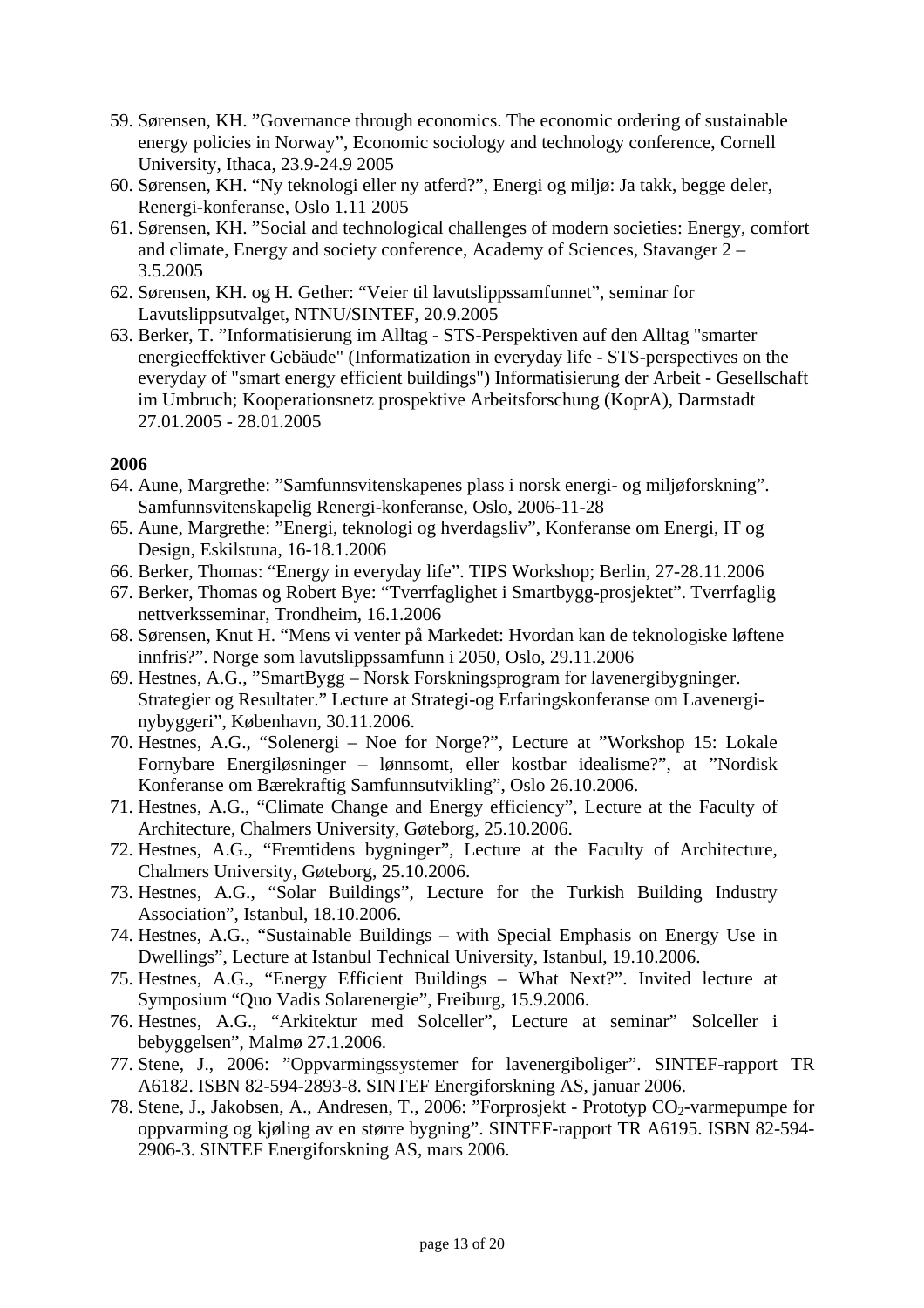59. Sørensen, KH. ”Governance through economics. The economic ordering of sustainable energy policies in Norway”, Economic sociology and technology conference, Cornell University, Ithaca, 23.9-24.9 2005
60. Sørensen, KH. “Ny teknologi eller ny atferd?”, Energi og miljø: Ja takk, begge deler, Renergi-konferanse, Oslo 1.11 2005
61. Sørensen, KH. ”Social and technological challenges of modern societies: Energy, comfort and climate, Energy and society conference, Academy of Sciences, Stavanger 2 – 3.5.2005
62. Sørensen, KH. og H. Gether: “Veier til lavutslippssamfunnet”, seminar for Lavutslippsutvalget, NTNU/SINTEF, 20.9.2005
63. Berker, T. ”Informatisierung im Alltag - STS-Perspektiven auf den Alltag "smarter energieeffektiver Gebäude" (Informatization in everyday life - STS-perspectives on the everyday of "smart energy efficient buildings") Informatisierung der Arbeit - Gesellschaft im Umbruch; Kooperationsnetz prospektive Arbeitsforschung (KoprA), Darmstadt 27.01.2005 - 28.01.2005

**2006**

64. Aune, Margrethe: ”Samfunnsvitenskapenes plass i norsk energi- og miljøforskning”. Samfunnsvitenskapelig Renergi-konferanse, Oslo, 2006-11-28
65. Aune, Margrethe: ”Energi, teknologi og hverdagsliv”, Konferanse om Energi, IT og Design, Eskilstuna, 16-18.1.2006
66. Berker, Thomas: “Energy in everyday life”. TIPS Workshop; Berlin, 27-28.11.2006
67. Berker, Thomas og Robert Bye: “Tverrfaglighet i Smartbygg-prosjektet”. Tverrfaglig nettverksseminar, Trondheim, 16.1.2006
68. Sørensen, Knut H. “Mens vi venter på Markedet: Hvordan kan de teknologiske løftene innfris?”. Norge som lavutslippssamfunn i 2050, Oslo, 29.11.2006
69. Hestnes, A.G., ”SmartBygg – Norsk Forskningsprogram for lavenergibygninger. Strategier og Resultater.” Lecture at Strategi-og Erfaringskonferanse om Lavenergi-nybyggeri”, København, 30.11.2006.
70. Hestnes, A.G., “Solenergi – Noe for Norge?”, Lecture at ”Workshop 15: Lokale Fornybare Energiløsninger – lønnsomt, eller kostbar idealisme?”, at ”Nordisk Konferanse om Bærekraftig Samfunnsutvikling”, Oslo 26.10.2006.
71. Hestnes, A.G., “Climate Change and Energy efficiency”, Lecture at the Faculty of Architecture, Chalmers University, Gøteborg, 25.10.2006.
72. Hestnes, A.G., “Fremtidens bygninger”, Lecture at the Faculty of Architecture, Chalmers University, Gøteborg, 25.10.2006.
73. Hestnes, A.G., “Solar Buildings”, Lecture for the Turkish Building Industry Association”, Istanbul, 18.10.2006.
74. Hestnes, A.G., “Sustainable Buildings – with Special Emphasis on Energy Use in Dwellings”, Lecture at Istanbul Technical University, Istanbul, 19.10.2006.
75. Hestnes, A.G., “Energy Efficient Buildings – What Next?”. Invited lecture at Symposium “Quo Vadis Solarenergie”, Freiburg, 15.9.2006.
76. Hestnes, A.G., “Arkitektur med Solceller”, Lecture at seminar” Solceller i bebyggelsen”, Malmø 27.1.2006.
77. Stene, J., 2006: ”Oppvarmingssystemer for lavenergiboliger”. SINTEF-rapport TR A6182. ISBN 82-594-2893-8. SINTEF Energiforskning AS, januar 2006.
78. Stene, J., Jakobsen, A., Andresen, T., 2006: ”Forprosjekt - Prototyp $CO_2$-varmepumpe for oppvarming og kjøling av en større bygning”. SINTEF-rapport TR A6195. ISBN 82-594-2906-3. SINTEF Energiforskning AS, mars 2006.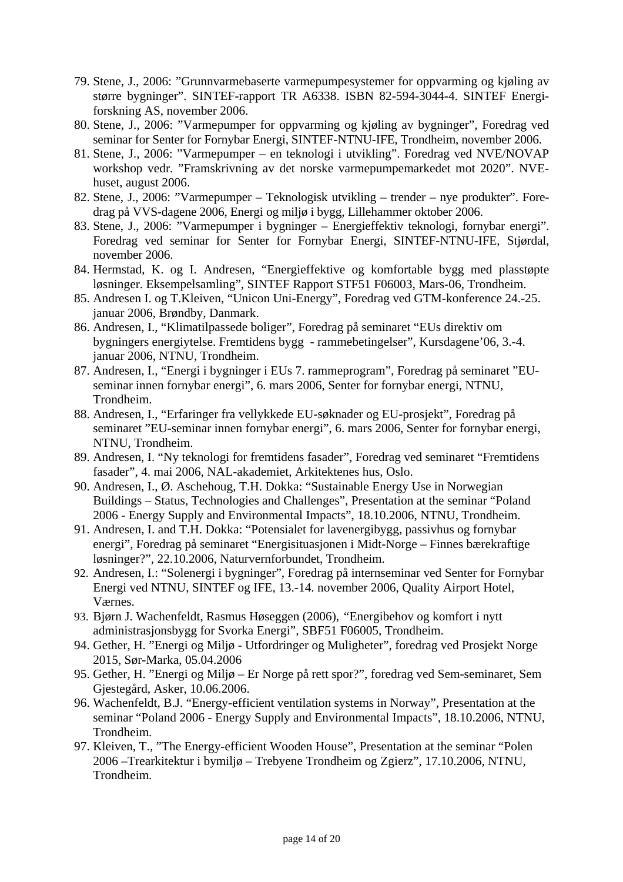79. Stene, J., 2006: ”Grunnvarmebaserte varmepumpesystemer for oppvarming og kjøling av større bygninger”. SINTEF-rapport TR A6338. ISBN 82-594-3044-4. SINTEF Energiforskning AS, november 2006.
80. Stene, J., 2006: ”Varmepumper for oppvarming og kjøling av bygninger”, Foredrag ved seminar for Senter for Fornybar Energi, SINTEF-NTNU-IFE, Trondheim, november 2006.
81. Stene, J., 2006: ”Varmepumper – en teknologi i utvikling”. Foredrag ved NVE/NOVAP workshop vedr. ”Framskrivning av det norske varmepumpemarkedet mot 2020”. NVE-huset, august 2006.
82. Stene, J., 2006: ”Varmepumper – Teknologisk utvikling – trender – nye produkter”. Foredrag på VVS-dagene 2006, Energi og miljø i bygg, Lillehammer oktober 2006.
83. Stene, J., 2006: ”Varmepumper i bygninger – Energieffektiv teknologi, fornybar energi”. Foredrag ved seminar for Senter for Fornybar Energi, SINTEF-NTNU-IFE, Stjørdal, november 2006.
84. Hermstad, K. og I. Andresen, “Energieffektive og komfortable bygg med plasstøpte løsninger. Eksempelsamling”, SINTEF Rapport STF51 F06003, Mars-06, Trondheim.
85. Andresen I. og T.Kleiven, “Unicon Uni-Energy”, Foredrag ved GTM-konference 24.-25. januar 2006, Brøndby, Danmark.
86. Andresen, I., “Klimatilpassede boliger”, Foredrag på seminaret “EUs direktiv om bygningers energiytelse. Fremtidens bygg - rammebetingelser”, Kursdagene’06, 3.-4. januar 2006, NTNU, Trondheim.
87. Andresen, I., “Energi i bygninger i EUs 7. rammeprogram”, Foredrag på seminaret ”EU-seminar innen fornybar energi”, 6. mars 2006, Senter for fornybar energi, NTNU, Trondheim.
88. Andresen, I., “Erfaringer fra vellykkede EU-søknader og EU-prosjekt”, Foredrag på seminaret ”EU-seminar innen fornybar energi”, 6. mars 2006, Senter for fornybar energi, NTNU, Trondheim.
89. Andresen, I. “Ny teknologi for fremtidens fasader”, Foredrag ved seminaret “Fremtidens fasader”, 4. mai 2006, NAL-akademiet, Arkitektenes hus, Oslo.
90. Andresen, I., Ø. Aschehoug, T.H. Dokka: “Sustainable Energy Use in Norwegian Buildings – Status, Technologies and Challenges”, Presentation at the seminar “Poland 2006 - Energy Supply and Environmental Impacts”, 18.10.2006, NTNU, Trondheim.
91. Andresen, I. and T.H. Dokka: “Potensialet for lavenergibygg, passivhus og fornybar energi”, Foredrag på seminaret “Energisituasjonen i Midt-Norge – Finnes bærekraftige løsninger?”, 22.10.2006, Naturvernforbundet, Trondheim.
92. Andresen, I.: “Solenergi i bygninger”, Foredrag på internseminar ved Senter for Fornybar Energi ved NTNU, SINTEF og IFE, 13.-14. november 2006, Quality Airport Hotel, Værnes.
93. Bjørn J. Wachenfeldt, Rasmus Høseggen (2006), “Energibehov og komfort i nytt administrasjonsbygg for Svorka Energi”, SBF51 F06005, Trondheim.
94. Gether, H. ”Energi og Miljø - Utfordringer og Muligheter”, foredrag ved Prosjekt Norge 2015, Sør-Marka, 05.04.2006
95. Gether, H. ”Energi og Miljø – Er Norge på rett spor?”, foredrag ved Sem-seminaret, Sem Gjestegård, Asker, 10.06.2006.
96. Wachenfeldt, B.J. “Energy-efficient ventilation systems in Norway”, Presentation at the seminar “Poland 2006 - Energy Supply and Environmental Impacts”, 18.10.2006, NTNU, Trondheim.
97. Kleiven, T., ”The Energy-efficient Wooden House”, Presentation at the seminar “Polen 2006 –Trearkitektur i bymiljø – Trebyene Trondheim og Zgierz”, 17.10.2006, NTNU, Trondheim.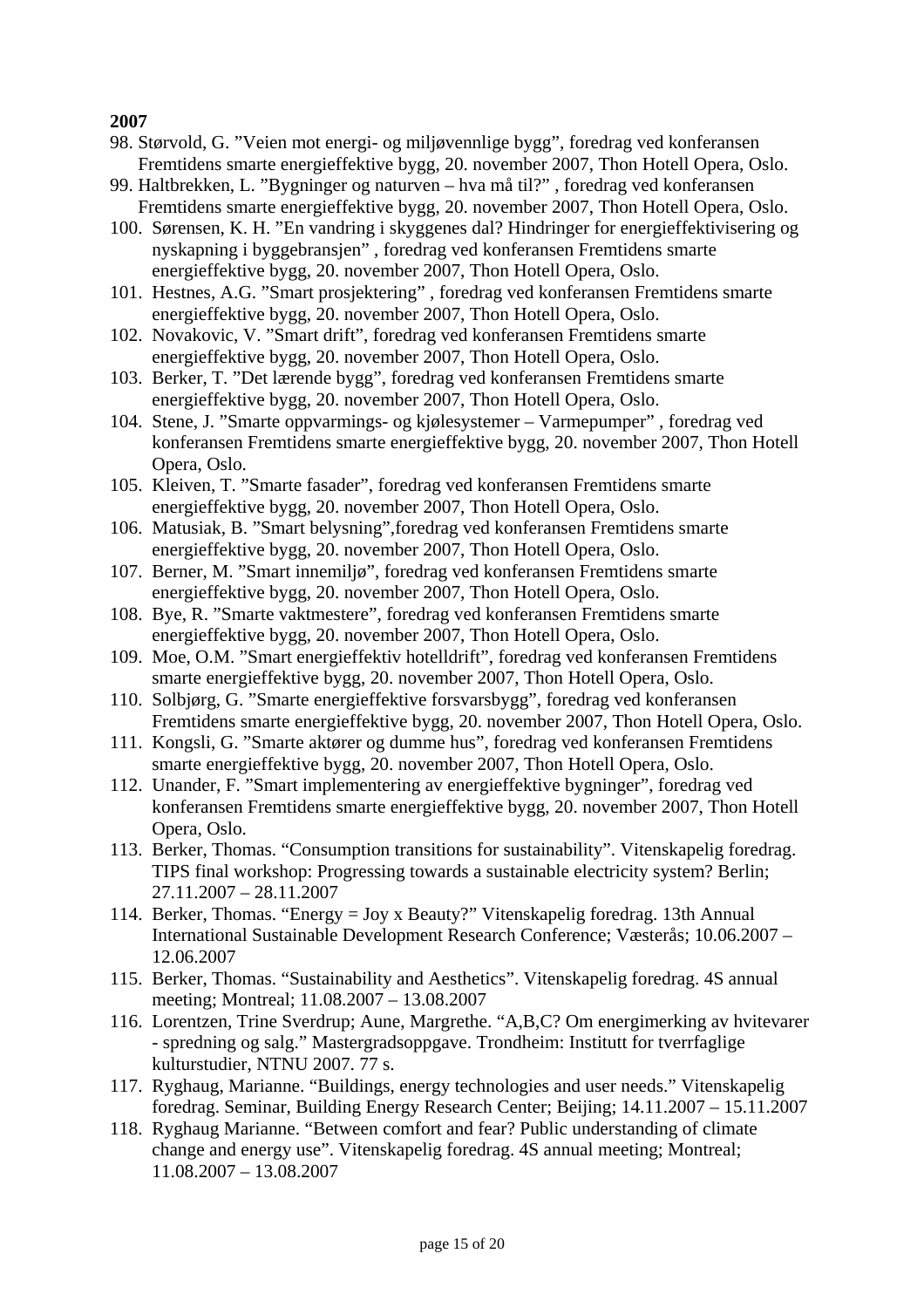**2007**

98. Størvold, G. ”Veien mot energi- og miljøvennlige bygg”, foredrag ved konferansen Fremtidens smarte energieffektive bygg, 20. november 2007, Thon Hotell Opera, Oslo.
99. Haltbrekken, L. ”Bygninger og naturven – hva må til?” , foredrag ved konferansen Fremtidens smarte energieffektive bygg, 20. november 2007, Thon Hotell Opera, Oslo.
100. Sørensen, K. H. ”En vandring i skyggenes dal? Hindringer for energieffektivisering og nyskapning i byggebransjen” , foredrag ved konferansen Fremtidens smarte energieffektive bygg, 20. november 2007, Thon Hotell Opera, Oslo.
101. Hestnes, A.G. ”Smart prosjektering” , foredrag ved konferansen Fremtidens smarte energieffektive bygg, 20. november 2007, Thon Hotell Opera, Oslo.
102. Novakovic, V. ”Smart drift”, foredrag ved konferansen Fremtidens smarte energieffektive bygg, 20. november 2007, Thon Hotell Opera, Oslo.
103. Berker, T. ”Det lærende bygg”, foredrag ved konferansen Fremtidens smarte energieffektive bygg, 20. november 2007, Thon Hotell Opera, Oslo.
104. Stene, J. ”Smarte oppvarmings- og kjølesystemer – Varmepumper” , foredrag ved konferansen Fremtidens smarte energieffektive bygg, 20. november 2007, Thon Hotell Opera, Oslo.
105. Kleiven, T. ”Smarte fasader”, foredrag ved konferansen Fremtidens smarte energieffektive bygg, 20. november 2007, Thon Hotell Opera, Oslo.
106. Matusiak, B. ”Smart belysning”,foredrag ved konferansen Fremtidens smarte energieffektive bygg, 20. november 2007, Thon Hotell Opera, Oslo.
107. Berner, M. ”Smart innemiljø”, foredrag ved konferansen Fremtidens smarte energieffektive bygg, 20. november 2007, Thon Hotell Opera, Oslo.
108. Bye, R. ”Smarte vaktmestere”, foredrag ved konferansen Fremtidens smarte energieffektive bygg, 20. november 2007, Thon Hotell Opera, Oslo.
109. Moe, O.M. ”Smart energieffektiv hotelldrift”, foredrag ved konferansen Fremtidens smarte energieffektive bygg, 20. november 2007, Thon Hotell Opera, Oslo.
110. Solbjørg, G. ”Smarte energieffektive forsvarsbygg”, foredrag ved konferansen Fremtidens smarte energieffektive bygg, 20. november 2007, Thon Hotell Opera, Oslo.
111. Kongsli, G. ”Smarte aktører og dumme hus”, foredrag ved konferansen Fremtidens smarte energieffektive bygg, 20. november 2007, Thon Hotell Opera, Oslo.
112. Unander, F. ”Smart implementering av energieffektive bygninger”, foredrag ved konferansen Fremtidens smarte energieffektive bygg, 20. november 2007, Thon Hotell Opera, Oslo.
113. Berker, Thomas. “Consumption transitions for sustainability”. Vitenskapelig foredrag. TIPS final workshop: Progressing towards a sustainable electricity system? Berlin; 27.11.2007 – 28.11.2007
114. Berker, Thomas. “Energy = Joy x Beauty?” Vitenskapelig foredrag. 13th Annual International Sustainable Development Research Conference; Væsterås; 10.06.2007 – 12.06.2007
115. Berker, Thomas. “Sustainability and Aesthetics”. Vitenskapelig foredrag. 4S annual meeting; Montreal; 11.08.2007 – 13.08.2007
116. Lorentzen, Trine Sverdrup; Aune, Margrethe. “A,B,C? Om energimerking av hvitevarer - spredning og salg.” Mastergradsoppgave. Trondheim: Institutt for tverrfaglige kulturstudier, NTNU 2007. 77 s.
117. Ryghaug, Marianne. “Buildings, energy technologies and user needs.” Vitenskapelig foredrag. Seminar, Building Energy Research Center; Beijing; 14.11.2007 – 15.11.2007
118. Ryghaug Marianne. “Between comfort and fear? Public understanding of climate change and energy use”. Vitenskapelig foredrag. 4S annual meeting; Montreal; 11.08.2007 – 13.08.2007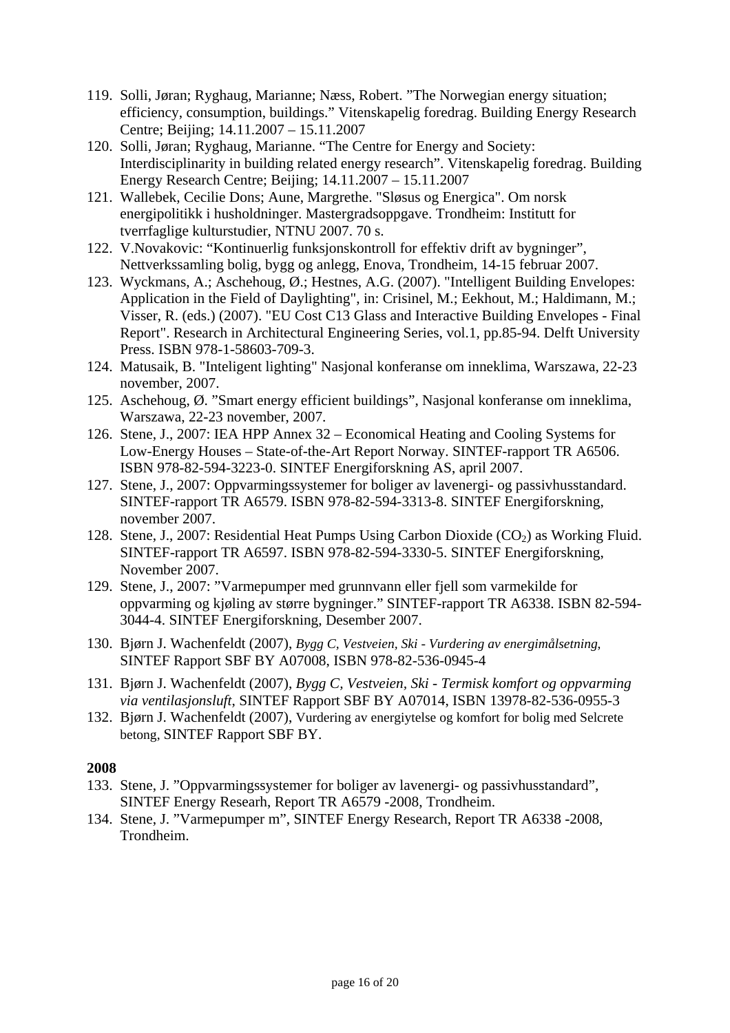119. Solli, Jøran; Ryghaug, Marianne; Næss, Robert. ”The Norwegian energy situation; efficiency, consumption, buildings.” Vitenskapelig foredrag. Building Energy Research Centre; Beijing; 14.11.2007 – 15.11.2007
120. Solli, Jøran; Ryghaug, Marianne. “The Centre for Energy and Society: Interdisciplinarity in building related energy research”. Vitenskapelig foredrag. Building Energy Research Centre; Beijing; 14.11.2007 – 15.11.2007
121. Wallebek, Cecilie Dons; Aune, Margrethe. "Sløsus og Energica". Om norsk energipolitikk i husholdninger. Mastergradsoppgave. Trondheim: Institutt for tverrfaglige kulturstudier, NTNU 2007. 70 s.
122. V.Novakovic: “Kontinuerlig funksjonskontroll for effektiv drift av bygninger”, Nettverkssamling bolig, bygg og anlegg, Enova, Trondheim, 14-15 februar 2007.
123. Wyckmans, A.; Aschehoug, Ø.; Hestnes, A.G. (2007). "Intelligent Building Envelopes: Application in the Field of Daylighting", in: Crisinel, M.; Eekhout, M.; Haldimann, M.; Visser, R. (eds.) (2007). "EU Cost C13 Glass and Interactive Building Envelopes - Final Report". Research in Architectural Engineering Series, vol.1, pp.85-94. Delft University Press. ISBN 978-1-58603-709-3.
124. Matusaik, B. "Inteligent lighting" Nasjonal konferanse om inneklima, Warszawa, 22-23 november, 2007.
125. Aschehoug, Ø. ”Smart energy efficient buildings”, Nasjonal konferanse om inneklima, Warszawa, 22-23 november, 2007.
126. Stene, J., 2007: IEA HPP Annex 32 – Economical Heating and Cooling Systems for Low-Energy Houses – State-of-the-Art Report Norway. SINTEF-rapport TR A6506. ISBN 978-82-594-3223-0. SINTEF Energiforskning AS, april 2007.
127. Stene, J., 2007: Oppvarmingssystemer for boliger av lavenergi- og passivhusstandard. SINTEF-rapport TR A6579. ISBN 978-82-594-3313-8. SINTEF Energiforskning, november 2007.
128. Stene, J., 2007: Residential Heat Pumps Using Carbon Dioxide ($CO_2$) as Working Fluid. SINTEF-rapport TR A6597. ISBN 978-82-594-3330-5. SINTEF Energiforskning, November 2007.
129. Stene, J., 2007: ”Varmepumper med grunnvann eller fjell som varmekilde for oppvarming og kjøling av større bygninger.” SINTEF-rapport TR A6338. ISBN 82-594-3044-4. SINTEF Energiforskning, Desember 2007.
130. Bjørn J. Wachenfeldt (2007), *Bygg C, Vestveien, Ski - Vurdering av energimålsetning,* SINTEF Rapport SBF BY A07008, ISBN 978-82-536-0945-4
131. Bjørn J. Wachenfeldt (2007), *Bygg C, Vestveien, Ski - Termisk komfort og oppvarming via ventilasjonsluft*, SINTEF Rapport SBF BY A07014, ISBN 13978-82-536-0955-3
132. Bjørn J. Wachenfeldt (2007), Vurdering av energiytelse og komfort for bolig med Selcrete betong, SINTEF Rapport SBF BY.

**2008**

133. Stene, J. ”Oppvarmingssystemer for boliger av lavenergi- og passivhusstandard”, SINTEF Energy Researh, Report TR A6579 -2008, Trondheim.
134. Stene, J. ”Varmepumper m”, SINTEF Energy Research, Report TR A6338 -2008, Trondheim.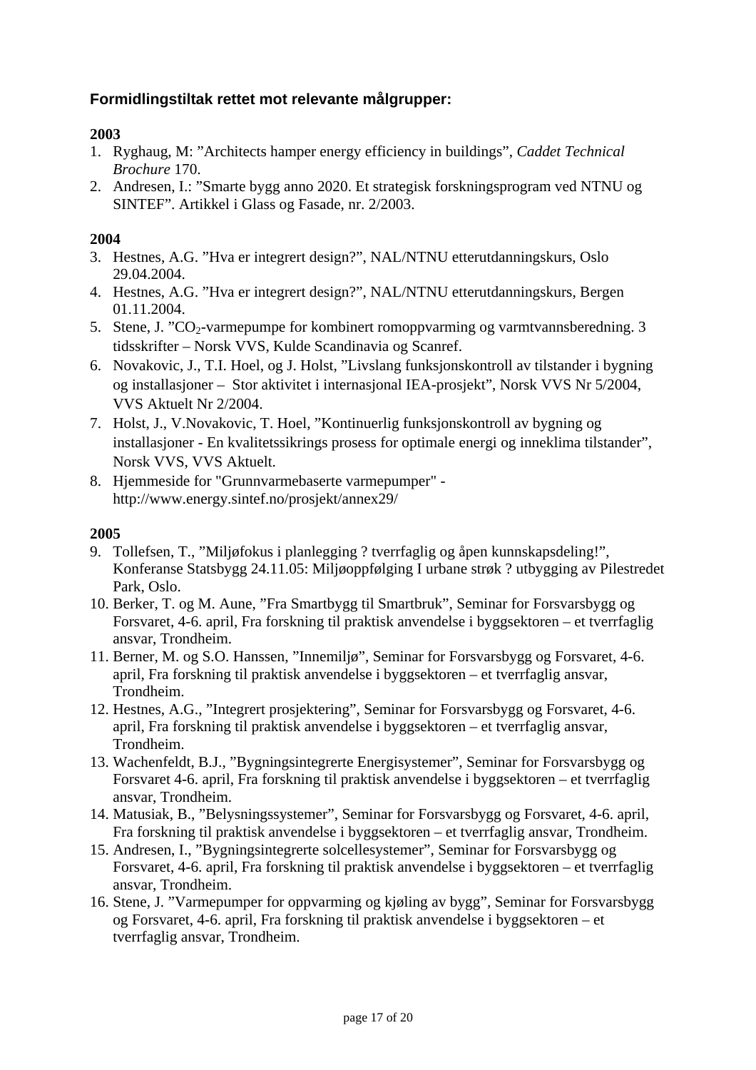### Formidlingstiltak rettet mot relevante målgrupper:

**2003**

1. Ryghaug, M: ”Architects hamper energy efficiency in buildings”, *Caddet Technical Brochure* 170.
2. Andresen, I.: ”Smarte bygg anno 2020. Et strategisk forskningsprogram ved NTNU og SINTEF”. Artikkel i Glass og Fasade, nr. 2/2003.

**2004**

3. Hestnes, A.G. ”Hva er integrert design?”, NAL/NTNU etterutdanningskurs, Oslo 29.04.2004.
4. Hestnes, A.G. ”Hva er integrert design?”, NAL/NTNU etterutdanningskurs, Bergen 01.11.2004.
5. Stene, J. ”$CO_2$-varmepumpe for kombinert romoppvarming og varmtvannsberedning. 3 tidsskrifter – Norsk VVS, Kulde Scandinavia og Scanref.
6. Novakovic, J., T.I. Hoel, og J. Holst, ”Livslang funksjonskontroll av tilstander i bygning og installasjoner – Stor aktivitet i internasjonal IEA-prosjekt”, Norsk VVS Nr 5/2004, VVS Aktuelt Nr 2/2004.
7. Holst, J., V.Novakovic, T. Hoel, ”Kontinuerlig funksjonskontroll av bygning og installasjoner - En kvalitetssikrings prosess for optimale energi og inneklima tilstander”, Norsk VVS, VVS Aktuelt.
8. Hjemmeside for "Grunnvarmebaserte varmepumper" - http://www.energy.sintef.no/prosjekt/annex29/

**2005**

9. Tollefsen, T., ”Miljøfokus i planlegging ? tverrfaglig og åpen kunnskapsdeling!”, Konferanse Statsbygg 24.11.05: Miljøoppfølging I urbane strøk ? utbygging av Pilestredet Park, Oslo.
10. Berker, T. og M. Aune, ”Fra Smartbygg til Smartbruk”, Seminar for Forsvarsbygg og Forsvaret, 4-6. april, Fra forskning til praktisk anvendelse i byggsektoren – et tverrfaglig ansvar, Trondheim.
11. Berner, M. og S.O. Hanssen, ”Innemiljø”, Seminar for Forsvarsbygg og Forsvaret, 4-6. april, Fra forskning til praktisk anvendelse i byggsektoren – et tverrfaglig ansvar, Trondheim.
12. Hestnes, A.G., ”Integrert prosjektering”, Seminar for Forsvarsbygg og Forsvaret, 4-6. april, Fra forskning til praktisk anvendelse i byggsektoren – et tverrfaglig ansvar, Trondheim.
13. Wachenfeldt, B.J., ”Bygningsintegrerte Energisystemer”, Seminar for Forsvarsbygg og Forsvaret 4-6. april, Fra forskning til praktisk anvendelse i byggsektoren – et tverrfaglig ansvar, Trondheim.
14. Matusiak, B., ”Belysningssystemer”, Seminar for Forsvarsbygg og Forsvaret, 4-6. april, Fra forskning til praktisk anvendelse i byggsektoren – et tverrfaglig ansvar, Trondheim.
15. Andresen, I., ”Bygningsintegrerte solcellesystemer”, Seminar for Forsvarsbygg og Forsvaret, 4-6. april, Fra forskning til praktisk anvendelse i byggsektoren – et tverrfaglig ansvar, Trondheim.
16. Stene, J. ”Varmepumper for oppvarming og kjøling av bygg”, Seminar for Forsvarsbygg og Forsvaret, 4-6. april, Fra forskning til praktisk anvendelse i byggsektoren – et tverrfaglig ansvar, Trondheim.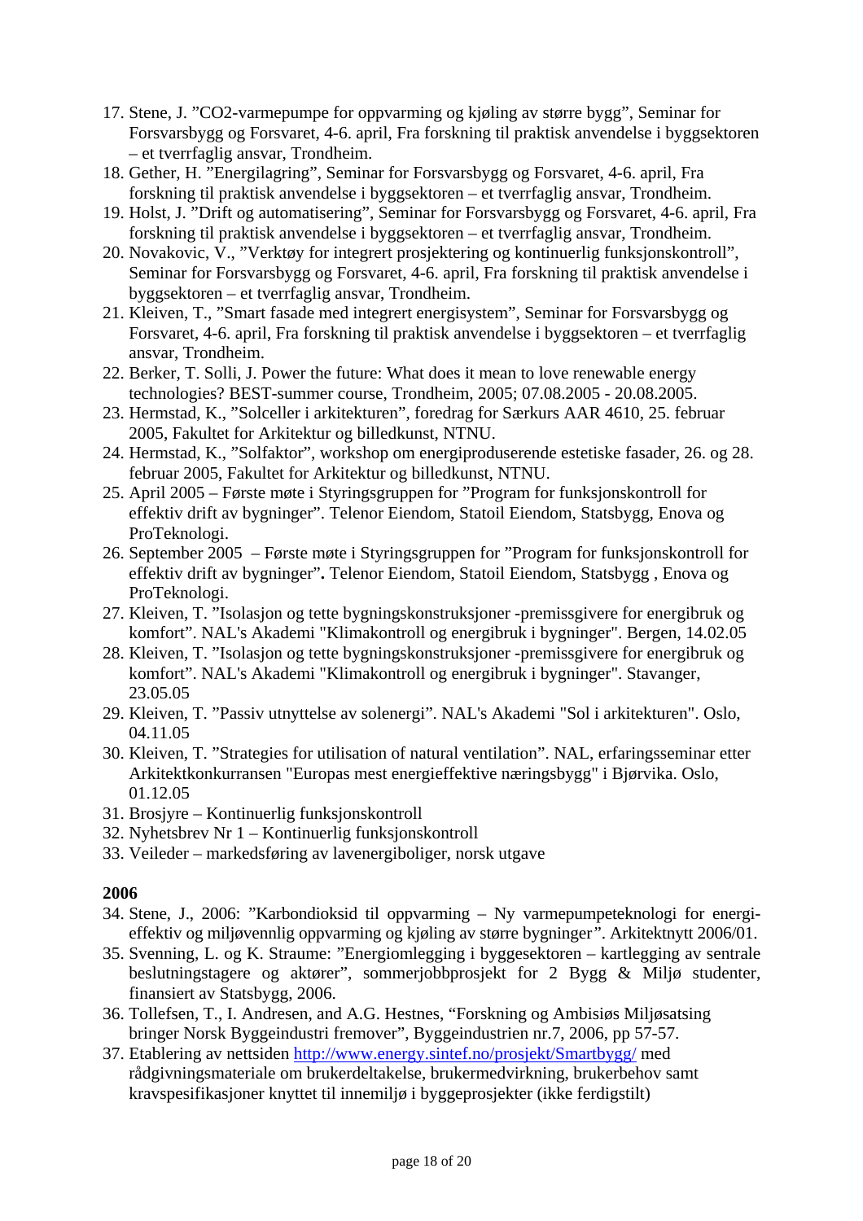17. Stene, J. ”CO2-varmepumpe for oppvarming og kjøling av større bygg”, Seminar for Forsvarsbygg og Forsvaret, 4-6. april, Fra forskning til praktisk anvendelse i byggsektoren – et tverrfaglig ansvar, Trondheim.
18. Gether, H. ”Energilagring”, Seminar for Forsvarsbygg og Forsvaret, 4-6. april, Fra forskning til praktisk anvendelse i byggsektoren – et tverrfaglig ansvar, Trondheim.
19. Holst, J. ”Drift og automatisering”, Seminar for Forsvarsbygg og Forsvaret, 4-6. april, Fra forskning til praktisk anvendelse i byggsektoren – et tverrfaglig ansvar, Trondheim.
20. Novakovic, V., ”Verktøy for integrert prosjektering og kontinuerlig funksjonskontroll”, Seminar for Forsvarsbygg og Forsvaret, 4-6. april, Fra forskning til praktisk anvendelse i byggsektoren – et tverrfaglig ansvar, Trondheim.
21. Kleiven, T., ”Smart fasade med integrert energisystem”, Seminar for Forsvarsbygg og Forsvaret, 4-6. april, Fra forskning til praktisk anvendelse i byggsektoren – et tverrfaglig ansvar, Trondheim.
22. Berker, T. Solli, J. Power the future: What does it mean to love renewable energy technologies? BEST-summer course, Trondheim, 2005; 07.08.2005 - 20.08.2005.
23. Hermstad, K., ”Solceller i arkitekturen”, foredrag for Særkurs AAR 4610, 25. februar 2005, Fakultet for Arkitektur og billedkunst, NTNU.
24. Hermstad, K., ”Solfaktor”, workshop om energiproduserende estetiske fasader, 26. og 28. februar 2005, Fakultet for Arkitektur og billedkunst, NTNU.
25. April 2005 – Første møte i Styringsgruppen for ”Program for funksjonskontroll for effektiv drift av bygninger”. Telenor Eiendom, Statoil Eiendom, Statsbygg, Enova og ProTeknologi.
26. September 2005 – Første møte i Styringsgruppen for ”Program for funksjonskontroll for effektiv drift av bygninger”**.** Telenor Eiendom, Statoil Eiendom, Statsbygg , Enova og ProTeknologi.
27. Kleiven, T. ”Isolasjon og tette bygningskonstruksjoner -premissgivere for energibruk og komfort”. NAL's Akademi "Klimakontroll og energibruk i bygninger". Bergen, 14.02.05
28. Kleiven, T. ”Isolasjon og tette bygningskonstruksjoner -premissgivere for energibruk og komfort”. NAL's Akademi "Klimakontroll og energibruk i bygninger". Stavanger, 23.05.05
29. Kleiven, T. ”Passiv utnyttelse av solenergi”. NAL's Akademi "Sol i arkitekturen". Oslo, 04.11.05
30. Kleiven, T. ”Strategies for utilisation of natural ventilation”. NAL, erfaringsseminar etter Arkitektkonkurransen "Europas mest energieffektive næringsbygg" i Bjørvika. Oslo, 01.12.05
31. Brosjyre – Kontinuerlig funksjonskontroll
32. Nyhetsbrev Nr 1 – Kontinuerlig funksjonskontroll
33. Veileder – markedsføring av lavenergiboliger, norsk utgave

**2006**

34. Stene, J., 2006: ”Karbondioksid til oppvarming – Ny varmepumpeteknologi for energi-effektiv og miljøvennlig oppvarming og kjøling av større bygninger”. Arkitektnytt 2006/01.
35. Svenning, L. og K. Straume: ”Energiomlegging i byggesektoren – kartlegging av sentrale beslutningstagere og aktører”, sommerjobbprosjekt for 2 Bygg & Miljø studenter, finansiert av Statsbygg, 2006.
36. Tollefsen, T., I. Andresen, and A.G. Hestnes, “Forskning og Ambisiøs Miljøsatsing bringer Norsk Byggeindustri fremover”, Byggeindustrien nr.7, 2006, pp 57-57.
37. Etablering av nettsiden http://www.energy.sintef.no/prosjekt/Smartbygg/ med rådgivningsmateriale om brukerdeltakelse, brukermedvirkning, brukerbehov samt kravspesifikasjoner knyttet til innemiljø i byggeprosjekter (ikke ferdigstilt)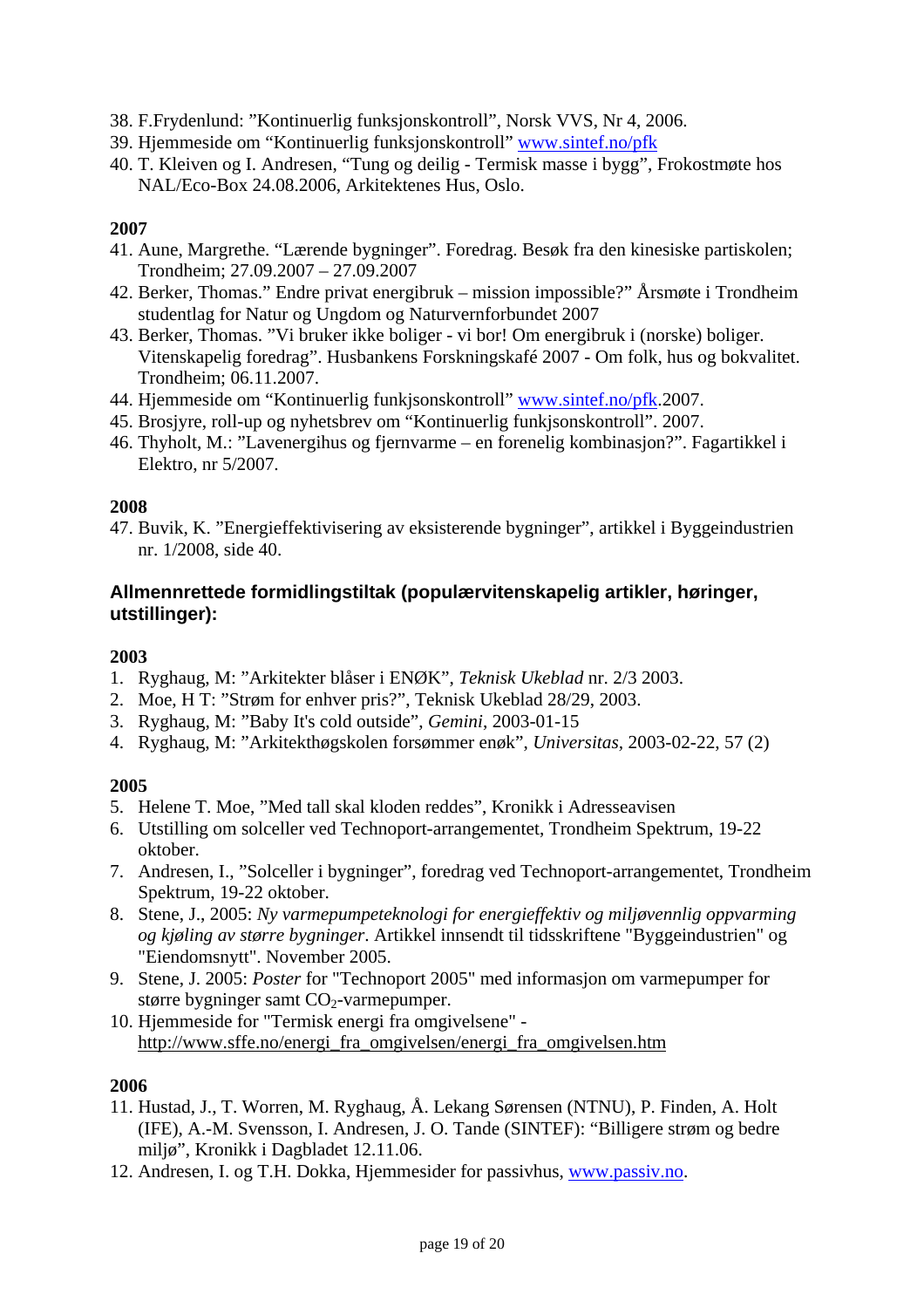38. F.Frydenlund: ”Kontinuerlig funksjonskontroll”, Norsk VVS, Nr 4, 2006.
39. Hjemmeside om “Kontinuerlig funksjonskontroll” www.sintef.no/pfk
40. T. Kleiven og I. Andresen, “Tung og deilig - Termisk masse i bygg”, Frokostmøte hos NAL/Eco-Box 24.08.2006, Arkitektenes Hus, Oslo.

**2007**

41. Aune, Margrethe. “Lærende bygninger”. Foredrag. Besøk fra den kinesiske partiskolen; Trondheim; 27.09.2007 – 27.09.2007
42. Berker, Thomas.” Endre privat energibruk – mission impossible?” Årsmøte i Trondheim studentlag for Natur og Ungdom og Naturvernforbundet 2007
43. Berker, Thomas. ”Vi bruker ikke boliger - vi bor! Om energibruk i (norske) boliger. Vitenskapelig foredrag”. Husbankens Forskningskafé 2007 - Om folk, hus og bokvalitet. Trondheim; 06.11.2007.
44. Hjemmeside om “Kontinuerlig funkjsonskontroll” www.sintef.no/pfk.2007.
45. Brosjyre, roll-up og nyhetsbrev om “Kontinuerlig funkjsonskontroll”. 2007.
46. Thyholt, M.: ”Lavenergihus og fjernvarme – en forenelig kombinasjon?”. Fagartikkel i Elektro, nr 5/2007.

**2008**

47. Buvik, K. ”Energieffektivisering av eksisterende bygninger”, artikkel i Byggeindustrien nr. 1/2008, side 40.

### Allmennrettede formidlingstiltak (populærvitenskapelig artikler, høringer, utstillinger):

**2003**

1. Ryghaug, M: ”Arkitekter blåser i ENØK”, *Teknisk Ukeblad* nr. 2/3 2003.
2. Moe, H T: ”Strøm for enhver pris?”, Teknisk Ukeblad 28/29, 2003.
3. Ryghaug, M: ”Baby It's cold outside”, *Gemini*, 2003-01-15
4. Ryghaug, M: ”Arkitekthøgskolen forsømmer enøk”, *Universitas*, 2003-02-22, 57 (2)

**2005**

5. Helene T. Moe, ”Med tall skal kloden reddes”, Kronikk i Adresseavisen
6. Utstilling om solceller ved Technoport-arrangementet, Trondheim Spektrum, 19-22 oktober.
7. Andresen, I., ”Solceller i bygninger”, foredrag ved Technoport-arrangementet, Trondheim Spektrum, 19-22 oktober.
8. Stene, J., 2005: *Ny varmepumpeteknologi for energieffektiv og miljøvennlig oppvarming og kjøling av større bygninger*. Artikkel innsendt til tidsskriftene "Byggeindustrien" og "Eiendomsnytt". November 2005.
9. Stene, J. 2005: *Poster* for "Technoport 2005" med informasjon om varmepumper for større bygninger samt $CO_2$-varmepumper.
10. Hjemmeside for "Termisk energi fra omgivelsene" - http://www.sffe.no/energi_fra_omgivelsen/energi_fra_omgivelsen.htm

**2006**

11. Hustad, J., T. Worren, M. Ryghaug, Å. Lekang Sørensen (NTNU), P. Finden, A. Holt (IFE), A.-M. Svensson, I. Andresen, J. O. Tande (SINTEF): “Billigere strøm og bedre miljø”, Kronikk i Dagbladet 12.11.06.
12. Andresen, I. og T.H. Dokka, Hjemmesider for passivhus, www.passiv.no.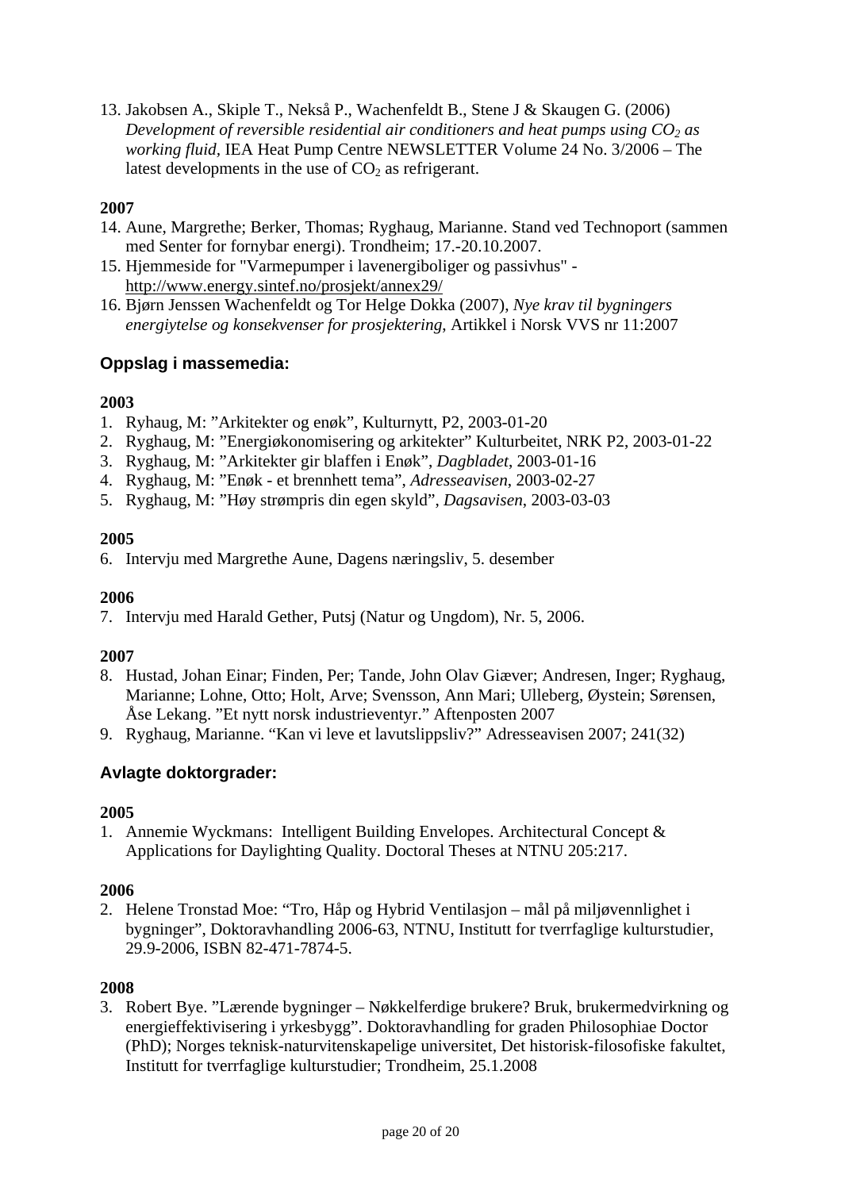13. Jakobsen A., Skiple T., Nekså P., Wachenfeldt B., Stene J & Skaugen G. (2006) *Development of reversible residential air conditioners and heat pumps using $CO_2$ as working fluid*, IEA Heat Pump Centre NEWSLETTER Volume 24 No. 3/2006 – The latest developments in the use of $CO_2$ as refrigerant.

**2007**

14. Aune, Margrethe; Berker, Thomas; Ryghaug, Marianne. Stand ved Technoport (sammen med Senter for fornybar energi). Trondheim; 17.-20.10.2007.
15. Hjemmeside for "Varmepumper i lavenergiboliger og passivhus" - http://www.energy.sintef.no/prosjekt/annex29/
16. Bjørn Jenssen Wachenfeldt og Tor Helge Dokka (2007), *Nye krav til bygningers energiytelse og konsekvenser for prosjektering*, Artikkel i Norsk VVS nr 11:2007

## Oppslag i massemedia:

**2003**

1. Ryhaug, M: ”Arkitekter og enøk”, Kulturnytt, P2, 2003-01-20
2. Ryghaug, M: ”Energiøkonomisering og arkitekter” Kulturbeitet, NRK P2, 2003-01-22
3. Ryghaug, M: ”Arkitekter gir blaffen i Enøk”, *Dagbladet*, 2003-01-16
4. Ryghaug, M: ”Enøk - et brennhett tema”, *Adresseavisen*, 2003-02-27
5. Ryghaug, M: ”Høy strømpris din egen skyld”, *Dagsavisen*, 2003-03-03

**2005**

6. Intervju med Margrethe Aune, Dagens næringsliv, 5. desember

**2006**

7. Intervju med Harald Gether, Putsj (Natur og Ungdom), Nr. 5, 2006.

**2007**

8. Hustad, Johan Einar; Finden, Per; Tande, John Olav Giæver; Andresen, Inger; Ryghaug, Marianne; Lohne, Otto; Holt, Arve; Svensson, Ann Mari; Ulleberg, Øystein; Sørensen, Åse Lekang. ”Et nytt norsk industrieventyr.” Aftenposten 2007
9. Ryghaug, Marianne. “Kan vi leve et lavutslippsliv?” Adresseavisen 2007; 241(32)

## Avlagte doktorgrader:

**2005**

1. Annemie Wyckmans: Intelligent Building Envelopes. Architectural Concept & Applications for Daylighting Quality. Doctoral Theses at NTNU 205:217.

**2006**

2. Helene Tronstad Moe: “Tro, Håp og Hybrid Ventilasjon – mål på miljøvennlighet i bygninger”, Doktoravhandling 2006-63, NTNU, Institutt for tverrfaglige kulturstudier, 29.9-2006, ISBN 82-471-7874-5.

**2008**

3. Robert Bye. ”Lærende bygninger – Nøkkelferdige brukere? Bruk, brukermedvirkning og energieffektivisering i yrkesbygg”. Doktoravhandling for graden Philosophiae Doctor (PhD); Norges teknisk-naturvitenskapelige universitet, Det historisk-filosofiske fakultet, Institutt for tverrfaglige kulturstudier; Trondheim, 25.1.2008